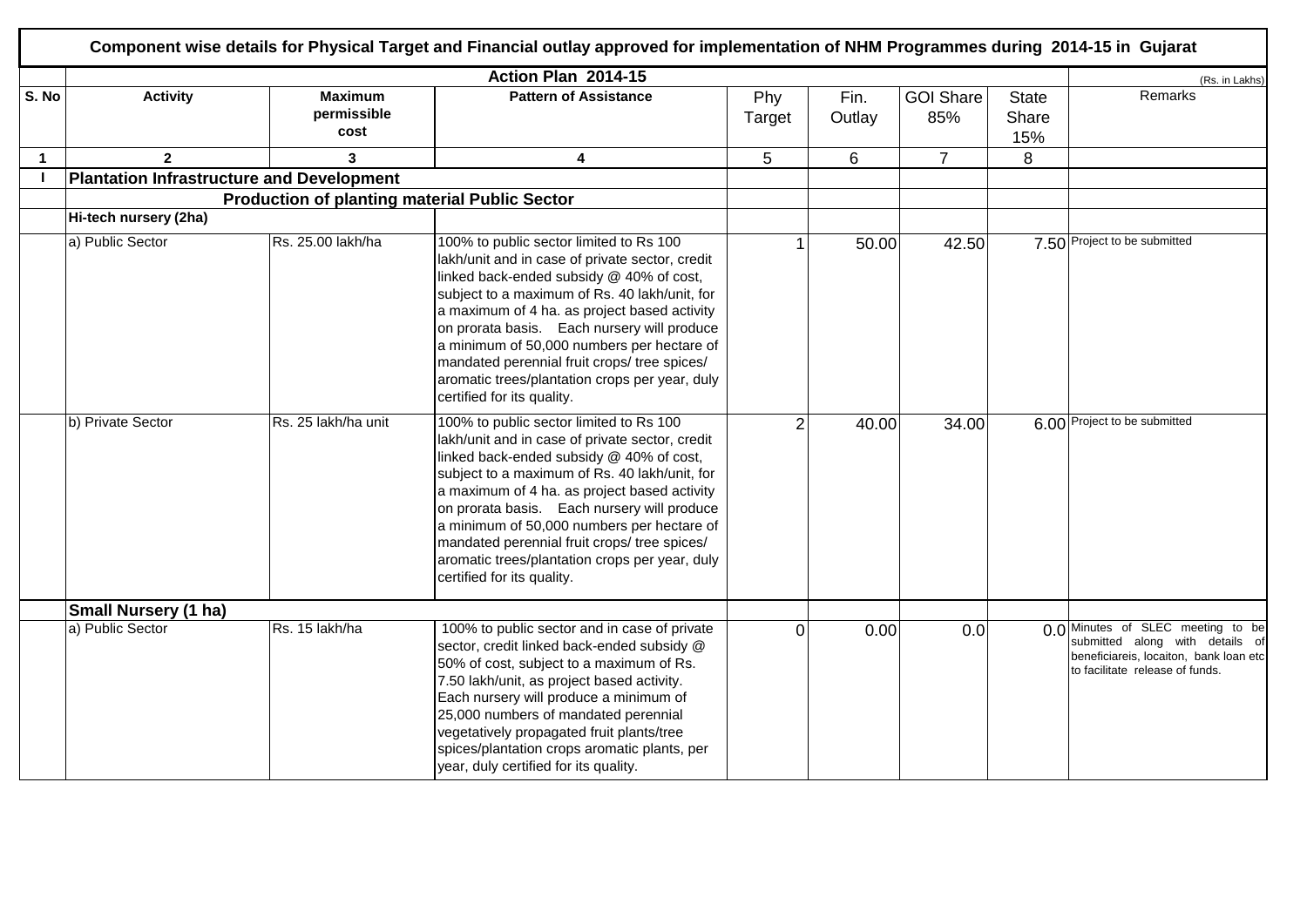# Component wise details for Physical Target and Financial outlay approved for implementation of NHM Programmes during 2014-15 in Gujarat

| | Action Plan 2014-15 | | | | | | | (Rs. in Lakhs) |
|---|---|---|---|---|---|---|---|---|
| S. No | Activity | Maximum permissible cost | Pattern of Assistance | Phy Target | Fin. Outlay | GOI Share 85% | State Share 15% | Remarks |
| 1 | 2 | 3 | 4 | 5 | 6 | 7 | 8 | |
| I | **Plantation Infrastructure and Development** | | | | | | | |
| | | **Production of planting material Public Sector** | | | | | | |
| | **Hi-tech nursery (2ha)** | | | | | | | |
| | a) Public Sector | Rs. 25.00 lakh/ha | 100% to public sector limited to Rs 100 lakh/unit and in case of private sector, credit linked back-ended subsidy @ 40% of cost, subject to a maximum of Rs. 40 lakh/unit, for a maximum of 4 ha. as project based activity on prorata basis. Each nursery will produce a minimum of 50,000 numbers per hectare of mandated perennial fruit crops/ tree spices/ aromatic trees/plantation crops per year, duly certified for its quality. | 1 | 50.00 | 42.50 | 7.50 | Project to be submitted |
| | b) Private Sector | Rs. 25 lakh/ha unit | 100% to public sector limited to Rs 100 lakh/unit and in case of private sector, credit linked back-ended subsidy @ 40% of cost, subject to a maximum of Rs. 40 lakh/unit, for a maximum of 4 ha. as project based activity on prorata basis. Each nursery will produce a minimum of 50,000 numbers per hectare of mandated perennial fruit crops/ tree spices/ aromatic trees/plantation crops per year, duly certified for its quality. | 2 | 40.00 | 34.00 | 6.00 | Project to be submitted |
| | **Small Nursery (1 ha)** | | | | | | | |
| | a) Public Sector | Rs. 15 lakh/ha | 100% to public sector and in case of private sector, credit linked back-ended subsidy @ 50% of cost, subject to a maximum of Rs. 7.50 lakh/unit, as project based activity. Each nursery will produce a minimum of 25,000 numbers of mandated perennial vegetatively propagated fruit plants/tree spices/plantation crops aromatic plants, per year, duly certified for its quality. | 0 | 0.00 | 0.0 | 0.0 | Minutes of SLEC meeting to be submitted along with details of beneficiareis, locaiton, bank loan etc to facilitate release of funds. |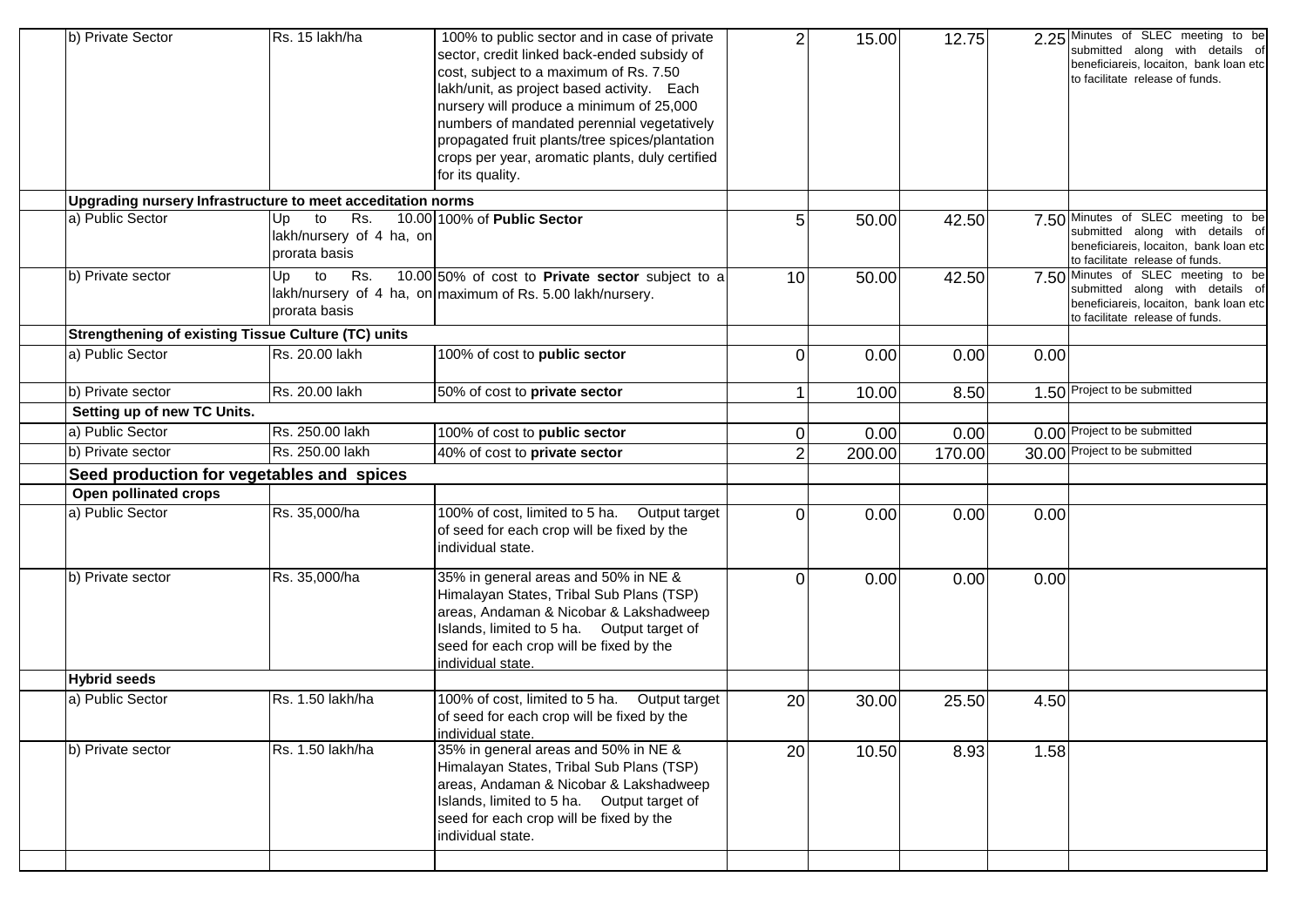| | | | | | | | |
|---|---|---|---|---|---|---|---|
| b) Private Sector | Rs. 15 lakh/ha | 100% to public sector and in case of private sector, credit linked back-ended subsidy of cost, subject to a maximum of Rs. 7.50 lakh/unit, as project based activity. Each nursery will produce a minimum of 25,000 numbers of mandated perennial vegetatively propagated fruit plants/tree spices/plantation crops per year, aromatic plants, duly certified for its quality. | 2 | 15.00 | 12.75 | 2.25 | Minutes of SLEC meeting to be submitted along with details of beneficiareis, locaiton, bank loan etc to facilitate release of funds. |
| **Upgrading nursery Infrastructure to meet acceditation norms** | | | | | | | |
| a) Public Sector | Up to Rs. 10.00 lakh/nursery of 4 ha, on prorata basis | 100% of **Public Sector** | 5 | 50.00 | 42.50 | 7.50 | Minutes of SLEC meeting to be submitted along with details of beneficiareis, locaiton, bank loan etc to facilitate release of funds. |
| b) Private sector | Up to Rs. 10.00 lakh/nursery of 4 ha, on prorata basis | 50% of cost to **Private sector** subject to a maximum of Rs. 5.00 lakh/nursery. | 10 | 50.00 | 42.50 | 7.50 | Minutes of SLEC meeting to be submitted along with details of beneficiareis, locaiton, bank loan etc to facilitate release of funds. |
| **Strengthening of existing Tissue Culture (TC) units** | | | | | | | |
| a) Public Sector | Rs. 20.00 lakh | 100% of cost to **public sector** | 0 | 0.00 | 0.00 | 0.00 | |
| b) Private sector | Rs. 20.00 lakh | 50% of cost to **private sector** | 1 | 10.00 | 8.50 | 1.50 | Project to be submitted |
| **Setting up of new TC Units.** | | | | | | | |
| a) Public Sector | Rs. 250.00 lakh | 100% of cost to **public sector** | 0 | 0.00 | 0.00 | 0.00 | Project to be submitted |
| b) Private sector | Rs. 250.00 lakh | 40% of cost to **private sector** | 2 | 200.00 | 170.00 | 30.00 | Project to be submitted |
| **Seed production for vegetables and spices** | | | | | | | |
| **Open pollinated crops** | | | | | | | |
| a) Public Sector | Rs. 35,000/ha | 100% of cost, limited to 5 ha. Output target of seed for each crop will be fixed by the individual state. | 0 | 0.00 | 0.00 | 0.00 | |
| b) Private sector | Rs. 35,000/ha | 35% in general areas and 50% in NE & Himalayan States, Tribal Sub Plans (TSP) areas, Andaman & Nicobar & Lakshadweep Islands, limited to 5 ha. Output target of seed for each crop will be fixed by the individual state. | 0 | 0.00 | 0.00 | 0.00 | |
| **Hybrid seeds** | | | | | | | |
| a) Public Sector | Rs. 1.50 lakh/ha | 100% of cost, limited to 5 ha. Output target of seed for each crop will be fixed by the individual state. | 20 | 30.00 | 25.50 | 4.50 | |
| b) Private sector | Rs. 1.50 lakh/ha | 35% in general areas and 50% in NE & Himalayan States, Tribal Sub Plans (TSP) areas, Andaman & Nicobar & Lakshadweep Islands, limited to 5 ha. Output target of seed for each crop will be fixed by the individual state. | 20 | 10.50 | 8.93 | 1.58 | |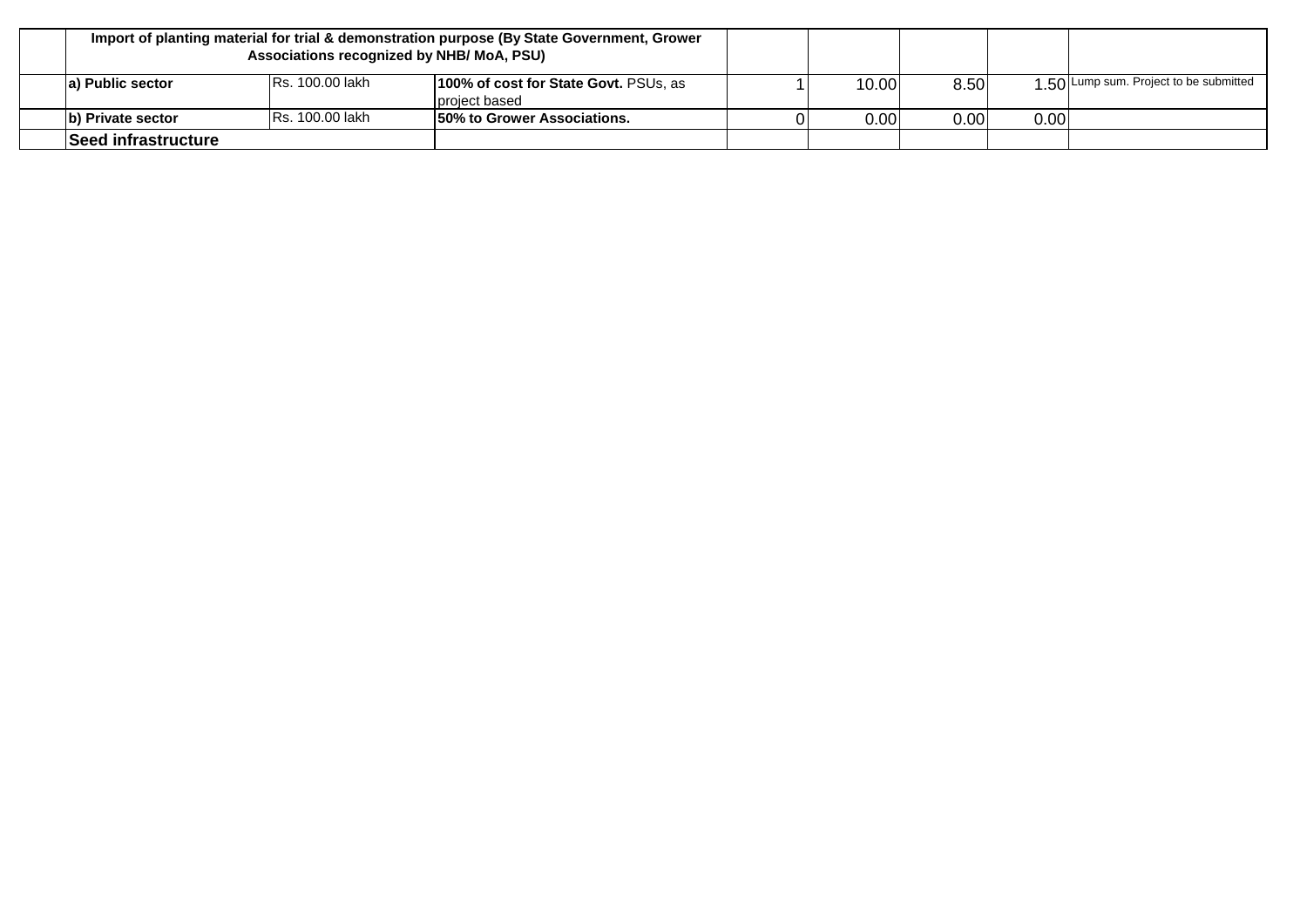| | Import of planting material for trial & demonstration purpose (By State Government, Grower Associations recognized by NHB/ MoA, PSU) | | | | | | | |
|---|---|---|---|---|---|---|---|---|
| | **a) Public sector** | Rs. 100.00 lakh | **100% of cost for State Govt.** PSUs, as project based | 1 | 10.00 | 8.50 | 1.50 | Lump sum. Project to be submitted |
| | **b) Private sector** | Rs. 100.00 lakh | **50% to Grower Associations.** | 0 | 0.00 | 0.00 | 0.00 | |
| | **Seed infrastructure** | | | | | | | |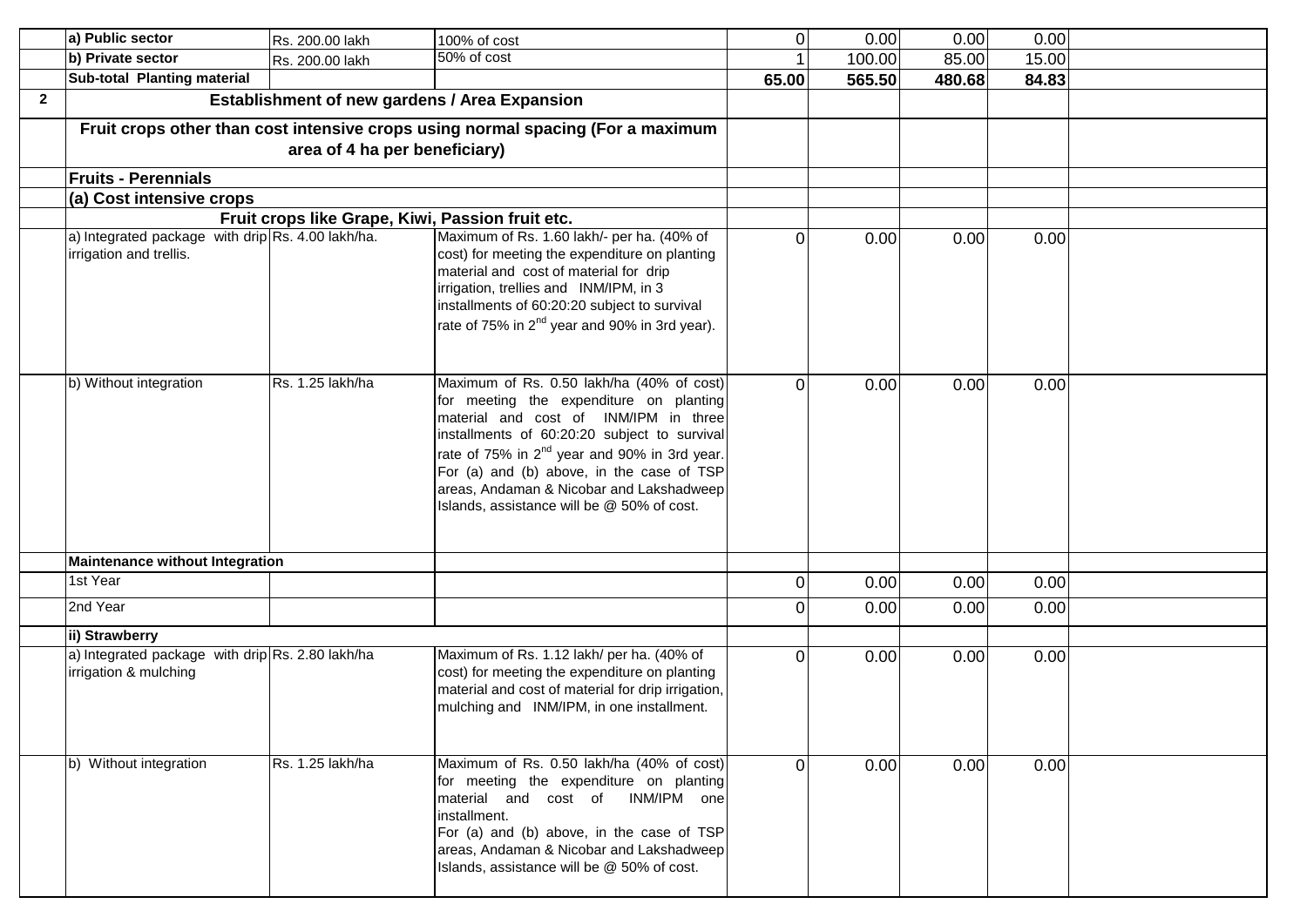| | | | | | | | | |
|---|---|---|---|---|---|---|---|---|
| | **a) Public sector** | Rs. 200.00 lakh | 100% of cost | 0 | 0.00 | 0.00 | 0.00 | |
| | **b) Private sector** | Rs. 200.00 lakh | 50% of cost | 1 | 100.00 | 85.00 | 15.00 | |
| | **Sub-total Planting material** | | | **65.00** | **565.50** | **480.68** | **84.83** | |
| **2** | **Establishment of new gardens / Area Expansion** | | | | | | | |
| | **Fruit crops other than cost intensive crops using normal spacing (For a maximum area of 4 ha per beneficiary)** | | | | | | | |
| | **Fruits - Perennials** | | | | | | | |
| | **(a) Cost intensive crops** | | | | | | | |
| | **Fruit crops like Grape, Kiwi, Passion fruit etc.** | | | | | | | |
| | a) Integrated package with drip irrigation and trellis. | Rs. 4.00 lakh/ha. | Maximum of Rs. 1.60 lakh/- per ha. (40% of cost) for meeting the expenditure on planting material and cost of material for drip irrigation, trellies and INM/IPM, in 3 installments of 60:20:20 subject to survival rate of 75% in 2nd year and 90% in 3rd year). | 0 | 0.00 | 0.00 | 0.00 | |
| | b) Without integration | Rs. 1.25 lakh/ha | Maximum of Rs. 0.50 lakh/ha (40% of cost) for meeting the expenditure on planting material and cost of INM/IPM in three installments of 60:20:20 subject to survival rate of 75% in 2nd year and 90% in 3rd year. For (a) and (b) above, in the case of TSP areas, Andaman & Nicobar and Lakshadweep Islands, assistance will be @ 50% of cost. | 0 | 0.00 | 0.00 | 0.00 | |
| | **Maintenance without Integration** | | | | | | | |
| | 1st Year | | | 0 | 0.00 | 0.00 | 0.00 | |
| | 2nd Year | | | 0 | 0.00 | 0.00 | 0.00 | |
| | **ii) Strawberry** | | | | | | | |
| | a) Integrated package with drip irrigation & mulching | Rs. 2.80 lakh/ha | Maximum of Rs. 1.12 lakh/ per ha. (40% of cost) for meeting the expenditure on planting material and cost of material for drip irrigation, mulching and INM/IPM, in one installment. | 0 | 0.00 | 0.00 | 0.00 | |
| | b) Without integration | Rs. 1.25 lakh/ha | Maximum of Rs. 0.50 lakh/ha (40% of cost) for meeting the expenditure on planting material and cost of INM/IPM one installment. For (a) and (b) above, in the case of TSP areas, Andaman & Nicobar and Lakshadweep Islands, assistance will be @ 50% of cost. | 0 | 0.00 | 0.00 | 0.00 | |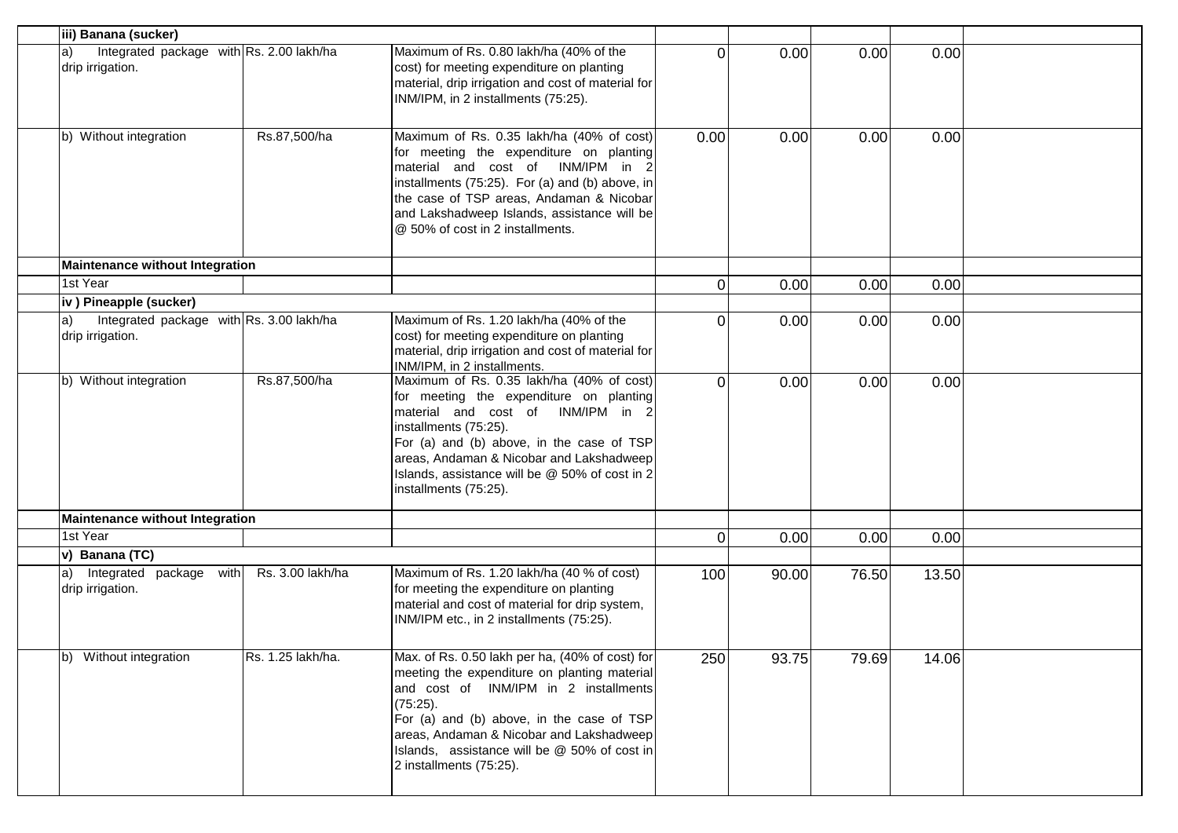| | | | | | | | | |
|---|---|---|---|---|---|---|---|---|
| | **iii) Banana (sucker)** | | | | | | | |
| | a) Integrated package with drip irrigation. | Rs. 2.00 lakh/ha | Maximum of Rs. 0.80 lakh/ha (40% of the cost) for meeting expenditure on planting material, drip irrigation and cost of material for INM/IPM, in 2 installments (75:25). | 0 | 0.00 | 0.00 | 0.00 | |
| | b) Without integration | Rs.87,500/ha | Maximum of Rs. 0.35 lakh/ha (40% of cost) for meeting the expenditure on planting material and cost of INM/IPM in 2 installments (75:25). For (a) and (b) above, in the case of TSP areas, Andaman & Nicobar and Lakshadweep Islands, assistance will be @ 50% of cost in 2 installments. | 0.00 | 0.00 | 0.00 | 0.00 | |
| | **Maintenance without Integration** | | | | | | | |
| | 1st Year | | | 0 | 0.00 | 0.00 | 0.00 | |
| | **iv ) Pineapple (sucker)** | | | | | | | |
| | a) Integrated package with drip irrigation. | Rs. 3.00 lakh/ha | Maximum of Rs. 1.20 lakh/ha (40% of the cost) for meeting expenditure on planting material, drip irrigation and cost of material for INM/IPM, in 2 installments. | 0 | 0.00 | 0.00 | 0.00 | |
| | b) Without integration | Rs.87,500/ha | Maximum of Rs. 0.35 lakh/ha (40% of cost) for meeting the expenditure on planting material and cost of INM/IPM in 2 installments (75:25). For (a) and (b) above, in the case of TSP areas, Andaman & Nicobar and Lakshadweep Islands, assistance will be @ 50% of cost in 2 installments (75:25). | 0 | 0.00 | 0.00 | 0.00 | |
| | **Maintenance without Integration** | | | | | | | |
| | 1st Year | | | 0 | 0.00 | 0.00 | 0.00 | |
| | **v) Banana (TC)** | | | | | | | |
| | a) Integrated package with drip irrigation. | Rs. 3.00 lakh/ha | Maximum of Rs. 1.20 lakh/ha (40 % of cost) for meeting the expenditure on planting material and cost of material for drip system, INM/IPM etc., in 2 installments (75:25). | 100 | 90.00 | 76.50 | 13.50 | |
| | b) Without integration | Rs. 1.25 lakh/ha. | Max. of Rs. 0.50 lakh per ha, (40% of cost) for meeting the expenditure on planting material and cost of INM/IPM in 2 installments (75:25). For (a) and (b) above, in the case of TSP areas, Andaman & Nicobar and Lakshadweep Islands, assistance will be @ 50% of cost in 2 installments (75:25). | 250 | 93.75 | 79.69 | 14.06 | |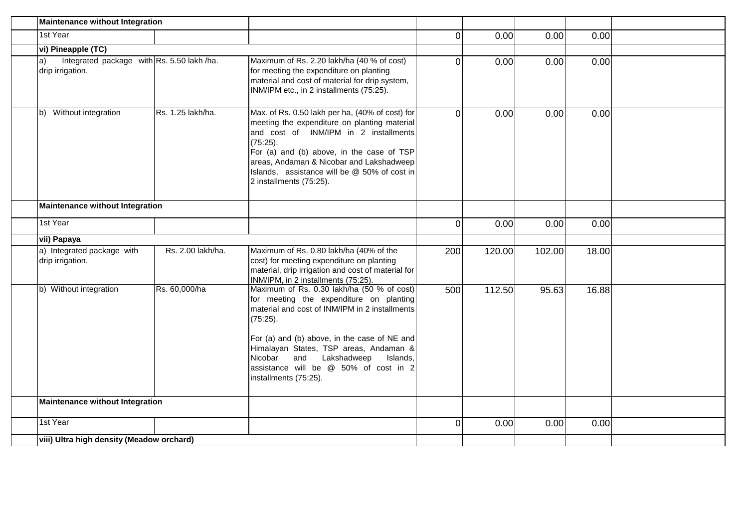| | | | | | | | | |
|---|---|---|---|---|---|---|---|---|
| | **Maintenance without Integration** | | | | | | | |
| | 1st Year | | | 0 | 0.00 | 0.00 | 0.00 | |
| | **vi) Pineapple (TC)** | | | | | | | |
| | a) Integrated package with drip irrigation. | Rs. 5.50 lakh /ha. | Maximum of Rs. 2.20 lakh/ha (40 % of cost) for meeting the expenditure on planting material and cost of material for drip system, INM/IPM etc., in 2 installments (75:25). | 0 | 0.00 | 0.00 | 0.00 | |
| | b) Without integration | Rs. 1.25 lakh/ha. | Max. of Rs. 0.50 lakh per ha, (40% of cost) for meeting the expenditure on planting material and cost of INM/IPM in 2 installments (75:25).<br>For (a) and (b) above, in the case of TSP areas, Andaman & Nicobar and Lakshadweep Islands, assistance will be @ 50% of cost in 2 installments (75:25). | 0 | 0.00 | 0.00 | 0.00 | |
| | **Maintenance without Integration** | | | | | | | |
| | 1st Year | | | 0 | 0.00 | 0.00 | 0.00 | |
| | **vii) Papaya** | | | | | | | |
| | a) Integrated package with drip irrigation. | Rs. 2.00 lakh/ha. | Maximum of Rs. 0.80 lakh/ha (40% of the cost) for meeting expenditure on planting material, drip irrigation and cost of material for INM/IPM, in 2 installments (75:25). | 200 | 120.00 | 102.00 | 18.00 | |
| | b) Without integration | Rs. 60,000/ha | Maximum of Rs. 0.30 lakh/ha (50 % of cost) for meeting the expenditure on planting material and cost of INM/IPM in 2 installments (75:25).<br><br>For (a) and (b) above, in the case of NE and Himalayan States, TSP areas, Andaman & Nicobar and Lakshadweep Islands, assistance will be @ 50% of cost in 2 installments (75:25). | 500 | 112.50 | 95.63 | 16.88 | |
| | **Maintenance without Integration** | | | | | | | |
| | 1st Year | | | 0 | 0.00 | 0.00 | 0.00 | |
| | **viii) Ultra high density (Meadow orchard)** | | | | | | | |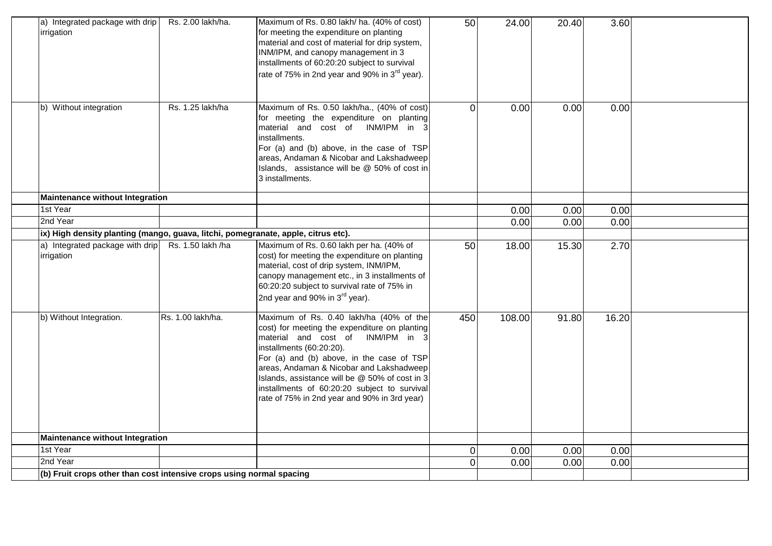| | | | | | | | | |
|---|---|---|---|---|---|---|---|---|
| | a) Integrated package with drip irrigation | Rs. 2.00 lakh/ha. | Maximum of Rs. 0.80 lakh/ ha. (40% of cost) for meeting the expenditure on planting material and cost of material for drip system, INM/IPM, and canopy management in 3 installments of 60:20:20 subject to survival rate of 75% in 2nd year and 90% in 3rd year). | 50 | 24.00 | 20.40 | 3.60 | |
| | b) Without integration | Rs. 1.25 lakh/ha | Maximum of Rs. 0.50 lakh/ha., (40% of cost) for meeting the expenditure on planting material and cost of INM/IPM in 3 installments. For (a) and (b) above, in the case of TSP areas, Andaman & Nicobar and Lakshadweep Islands, assistance will be @ 50% of cost in 3 installments. | 0 | 0.00 | 0.00 | 0.00 | |
| | **Maintenance without Integration** | | | | | | | |
| | 1st Year | | | | 0.00 | 0.00 | 0.00 | |
| | 2nd Year | | | | 0.00 | 0.00 | 0.00 | |
| | **ix) High density planting (mango, guava, litchi, pomegranate, apple, citrus etc).** | | | | | | | |
| | a) Integrated package with drip irrigation | Rs. 1.50 lakh /ha | Maximum of Rs. 0.60 lakh per ha. (40% of cost) for meeting the expenditure on planting material, cost of drip system, INM/IPM, canopy management etc., in 3 installments of 60:20:20 subject to survival rate of 75% in 2nd year and 90% in 3rd year). | 50 | 18.00 | 15.30 | 2.70 | |
| | b) Without Integration. | Rs. 1.00 lakh/ha. | Maximum of Rs. 0.40 lakh/ha (40% of the cost) for meeting the expenditure on planting material and cost of INM/IPM in 3 installments (60:20:20). For (a) and (b) above, in the case of TSP areas, Andaman & Nicobar and Lakshadweep Islands, assistance will be @ 50% of cost in 3 installments of 60:20:20 subject to survival rate of 75% in 2nd year and 90% in 3rd year) | 450 | 108.00 | 91.80 | 16.20 | |
| | **Maintenance without Integration** | | | | | | | |
| | 1st Year | | | 0 | 0.00 | 0.00 | 0.00 | |
| | 2nd Year | | | 0 | 0.00 | 0.00 | 0.00 | |
| | **(b) Fruit crops other than cost intensive crops using normal spacing** | | | | | | | |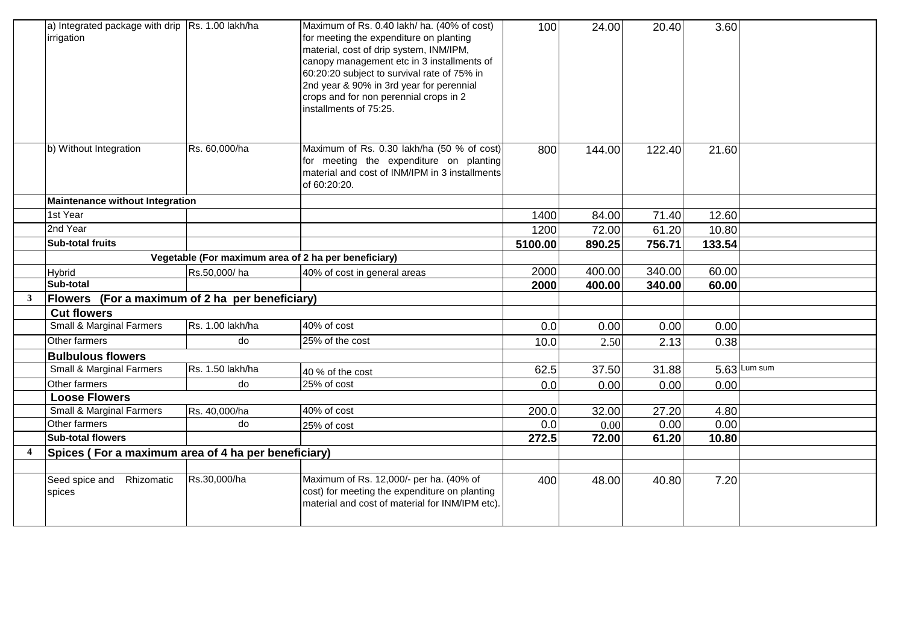|   |   |   |   |   |   |   |   |   |
|---|---|---|---|---|---|---|---|---|
|   | a) Integrated package with drip irrigation | Rs. 1.00 lakh/ha | Maximum of Rs. 0.40 lakh/ ha. (40% of cost) for meeting the expenditure on planting material, cost of drip system, INM/IPM, canopy management etc in 3 installments of 60:20:20 subject to survival rate of 75% in 2nd year & 90% in 3rd year for perennial crops and for non perennial crops in 2 installments of 75:25. | 100 | 24.00 | 20.40 | 3.60 |   |
|   | b) Without Integration | Rs. 60,000/ha | Maximum of Rs. 0.30 lakh/ha (50 % of cost) for meeting the expenditure on planting material and cost of INM/IPM in 3 installments of 60:20:20. | 800 | 144.00 | 122.40 | 21.60 |   |
|   | **Maintenance without Integration** |   |   |   |   |   |   |   |
|   | 1st Year |   |   | 1400 | 84.00 | 71.40 | 12.60 |   |
|   | 2nd Year |   |   | 1200 | 72.00 | 61.20 | 10.80 |   |
|   | **Sub-total fruits** |   |   | **5100.00** | **890.25** | **756.71** | **133.54** |   |
|   | **Vegetable (For maximum area of 2 ha per beneficiary)** |   |   |   |   |   |   |   |
|   | Hybrid | Rs.50,000/ ha | 40% of cost in general areas | 2000 | 400.00 | 340.00 | 60.00 |   |
|   | **Sub-total** |   |   | **2000** | **400.00** | **340.00** | **60.00** |   |
| **3** | **Flowers (For a maximum of 2 ha per beneficiary)** |   |   |   |   |   |   |   |
|   | **Cut flowers** |   |   |   |   |   |   |   |
|   | Small & Marginal Farmers | Rs. 1.00 lakh/ha | 40% of cost | 0.0 | 0.00 | 0.00 | 0.00 |   |
|   | Other farmers | do | 25% of the cost | 10.0 | 2.50 | 2.13 | 0.38 |   |
|   | **Bulbulous flowers** |   |   |   |   |   |   |   |
|   | Small & Marginal Farmers | Rs. 1.50 lakh/ha | 40 % of the cost | 62.5 | 37.50 | 31.88 | 5.63 | Lum sum |
|   | Other farmers | do | 25% of cost | 0.0 | 0.00 | 0.00 | 0.00 |   |
|   | **Loose Flowers** |   |   |   |   |   |   |   |
|   | Small & Marginal Farmers | Rs. 40,000/ha | 40% of cost | 200.0 | 32.00 | 27.20 | 4.80 |   |
|   | Other farmers | do | 25% of cost | 0.0 | 0.00 | 0.00 | 0.00 |   |
|   | **Sub-total flowers** |   |   | **272.5** | **72.00** | **61.20** | **10.80** |   |
| **4** | **Spices ( For a maximum area of 4 ha per beneficiary)** |   |   |   |   |   |   |   |
|   |   |   |   |   |   |   |   |   |
|   | Seed spice and Rhizomatic spices | Rs.30,000/ha | Maximum of Rs. 12,000/- per ha. (40% of cost) for meeting the expenditure on planting material and cost of material for INM/IPM etc). | 400 | 48.00 | 40.80 | 7.20 |   |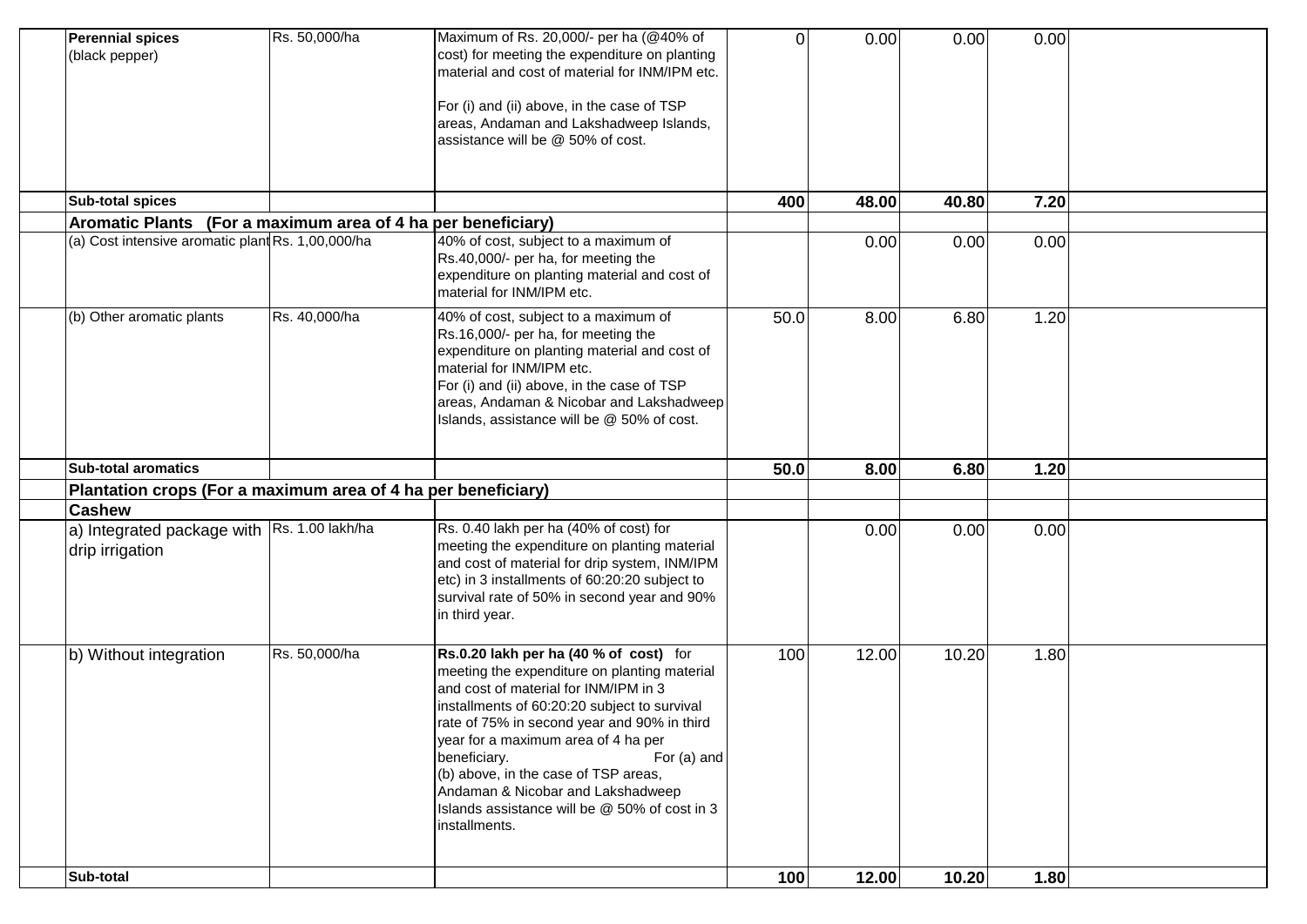| | | | | | | | |
|---|---|---|---|---|---|---|---|
| **Perennial spices** (black pepper) | Rs. 50,000/ha | Maximum of Rs. 20,000/- per ha (@40% of cost) for meeting the expenditure on planting material and cost of material for INM/IPM etc. For (i) and (ii) above, in the case of TSP areas, Andaman and Lakshadweep Islands, assistance will be @ 50% of cost. | 0 | 0.00 | 0.00 | 0.00 | |
| **Sub-total spices** | | | **400** | **48.00** | **40.80** | **7.20** | |
| **Aromatic Plants (For a maximum area of 4 ha per beneficiary)** | | | | | | | |
| (a) Cost intensive aromatic plant | Rs. 1,00,000/ha | 40% of cost, subject to a maximum of Rs.40,000/- per ha, for meeting the expenditure on planting material and cost of material for INM/IPM etc. | | 0.00 | 0.00 | 0.00 | |
| (b) Other aromatic plants | Rs. 40,000/ha | 40% of cost, subject to a maximum of Rs.16,000/- per ha, for meeting the expenditure on planting material and cost of material for INM/IPM etc. For (i) and (ii) above, in the case of TSP areas, Andaman & Nicobar and Lakshadweep Islands, assistance will be @ 50% of cost. | 50.0 | 8.00 | 6.80 | 1.20 | |
| **Sub-total aromatics** | | | **50.0** | **8.00** | **6.80** | **1.20** | |
| **Plantation crops (For a maximum area of 4 ha per beneficiary)** | | | | | | | |
| **Cashew** | | | | | | | |
| a) Integrated package with drip irrigation | Rs. 1.00 lakh/ha | Rs. 0.40 lakh per ha (40% of cost) for meeting the expenditure on planting material and cost of material for drip system, INM/IPM etc) in 3 installments of 60:20:20 subject to survival rate of 50% in second year and 90% in third year. | | 0.00 | 0.00 | 0.00 | |
| b) Without integration | Rs. 50,000/ha | **Rs.0.20 lakh per ha (40 % of cost)** for meeting the expenditure on planting material and cost of material for INM/IPM in 3 installments of 60:20:20 subject to survival rate of 75% in second year and 90% in third year for a maximum area of 4 ha per beneficiary. For (a) and (b) above, in the case of TSP areas, Andaman & Nicobar and Lakshadweep Islands assistance will be @ 50% of cost in 3 installments. | 100 | 12.00 | 10.20 | 1.80 | |
| **Sub-total** | | | **100** | **12.00** | **10.20** | **1.80** | |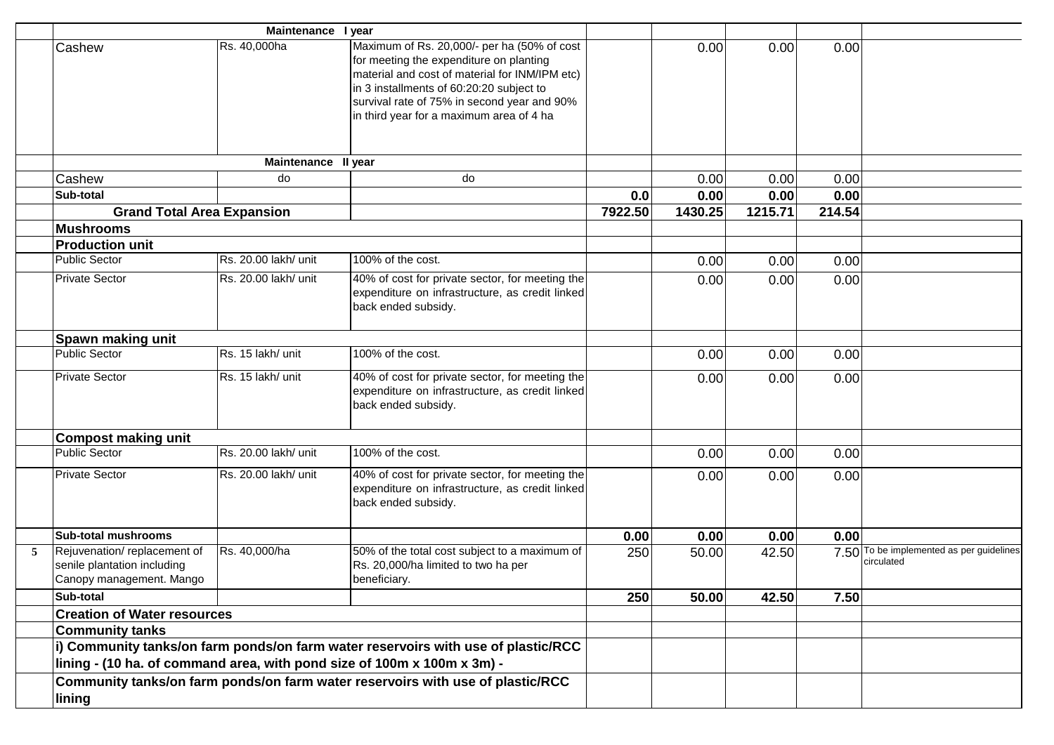| | | | | | | | | |
|---|---|---|---|---|---|---|---|---|
| | | Maintenance I year | | | | | | |
| | Cashew | Rs. 40,000ha | Maximum of Rs. 20,000/- per ha (50% of cost for meeting the expenditure on planting material and cost of material for INM/IPM etc) in 3 installments of 60:20:20 subject to survival rate of 75% in second year and 90% in third year for a maximum area of 4 ha | | 0.00 | 0.00 | 0.00 | |
| | | Maintenance II year | | | | | | |
| | Cashew | do | do | | 0.00 | 0.00 | 0.00 | |
| | **Sub-total** | | | **0.0** | **0.00** | **0.00** | **0.00** | |
| | **Grand Total Area Expansion** | | | **7922.50** | **1430.25** | **1215.71** | **214.54** | |
| | **Mushrooms** | | | | | | | |
| | **Production unit** | | | | | | | |
| | Public Sector | Rs. 20.00 lakh/ unit | 100% of the cost. | | 0.00 | 0.00 | 0.00 | |
| | Private Sector | Rs. 20.00 lakh/ unit | 40% of cost for private sector, for meeting the expenditure on infrastructure, as credit linked back ended subsidy. | | 0.00 | 0.00 | 0.00 | |
| | **Spawn making unit** | | | | | | | |
| | Public Sector | Rs. 15 lakh/ unit | 100% of the cost. | | 0.00 | 0.00 | 0.00 | |
| | Private Sector | Rs. 15 lakh/ unit | 40% of cost for private sector, for meeting the expenditure on infrastructure, as credit linked back ended subsidy. | | 0.00 | 0.00 | 0.00 | |
| | **Compost making unit** | | | | | | | |
| | Public Sector | Rs. 20.00 lakh/ unit | 100% of the cost. | | 0.00 | 0.00 | 0.00 | |
| | Private Sector | Rs. 20.00 lakh/ unit | 40% of cost for private sector, for meeting the expenditure on infrastructure, as credit linked back ended subsidy. | | 0.00 | 0.00 | 0.00 | |
| | **Sub-total mushrooms** | | | **0.00** | **0.00** | **0.00** | **0.00** | |
| 5 | Rejuvenation/ replacement of senile plantation including Canopy management. Mango | Rs. 40,000/ha | 50% of the total cost subject to a maximum of Rs. 20,000/ha limited to two ha per beneficiary. | 250 | 50.00 | 42.50 | 7.50 | To be implemented as per guidelines circulated |
| | **Sub-total** | | | **250** | **50.00** | **42.50** | **7.50** | |
| | **Creation of Water resources** | | | | | | | |
| | **Community tanks** | | | | | | | |
| | **i) Community tanks/on farm ponds/on farm water reservoirs with use of plastic/RCC lining - (10 ha. of command area, with pond size of 100m x 100m x 3m) -** | | | | | | | |
| | **Community tanks/on farm ponds/on farm water reservoirs with use of plastic/RCC lining** | | | | | | | |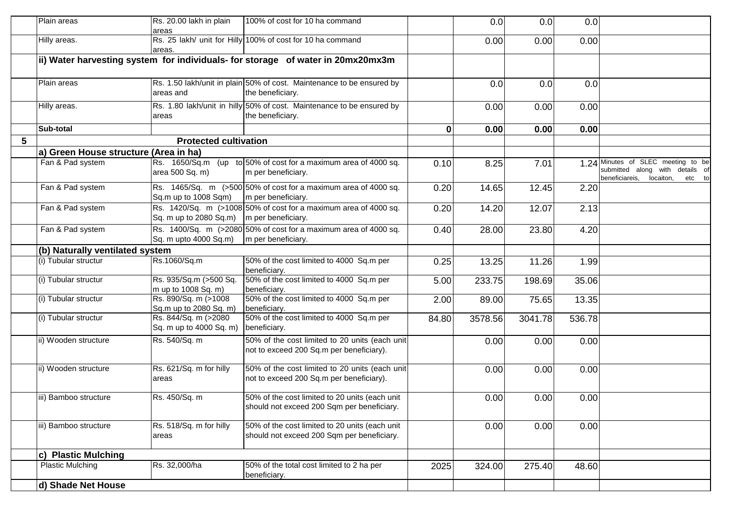| | | | | | | | | |
|---|---|---|---|---|---|---|---|---|
| | Plain areas | Rs. 20.00 lakh in plain areas | 100% of cost for 10 ha command | | 0.0 | 0.0 | 0.0 | |
| | Hilly areas. | Rs. 25 lakh/ unit for Hilly areas. | 100% of cost for 10 ha command | | 0.00 | 0.00 | 0.00 | |
| | **ii) Water harvesting system for individuals- for storage of water in 20mx20mx3m** | | | | | | | |
| | Plain areas | Rs. 1.50 lakh/unit in plain areas and | 50% of cost. Maintenance to be ensured by the beneficiary. | | 0.0 | 0.0 | 0.0 | |
| | Hilly areas. | Rs. 1.80 lakh/unit in hilly areas | 50% of cost. Maintenance to be ensured by the beneficiary. | | 0.00 | 0.00 | 0.00 | |
| | **Sub-total** | | | **0** | **0.00** | **0.00** | **0.00** | |
| **5** | **Protected cultivation** | | | | | | | |
| | **a) Green House structure (Area in ha)** | | | | | | | |
| | Fan & Pad system | Rs. 1650/Sq.m (up to area 500 Sq. m) | 50% of cost for a maximum area of 4000 sq. m per beneficiary. | 0.10 | 8.25 | 7.01 | 1.24 | Minutes of SLEC meeting to be submitted along with details of beneficiareis, locaiton, etc to |
| | Fan & Pad system | Rs. 1465/Sq. m (>500 Sq.m up to 1008 Sqm) | 50% of cost for a maximum area of 4000 sq. m per beneficiary. | 0.20 | 14.65 | 12.45 | 2.20 | |
| | Fan & Pad system | Rs. 1420/Sq. m (>1008 Sq. m up to 2080 Sq.m) | 50% of cost for a maximum area of 4000 sq. m per beneficiary. | 0.20 | 14.20 | 12.07 | 2.13 | |
| | Fan & Pad system | Rs. 1400/Sq. m (>2080 Sq. m upto 4000 Sq.m) | 50% of cost for a maximum area of 4000 sq. m per beneficiary. | 0.40 | 28.00 | 23.80 | 4.20 | |
| | **(b) Naturally ventilated system** | | | | | | | |
| | (i) Tubular structur | Rs.1060/Sq.m | 50% of the cost limited to 4000 Sq.m per beneficiary. | 0.25 | 13.25 | 11.26 | 1.99 | |
| | (i) Tubular structur | Rs. 935/Sq.m (>500 Sq. m up to 1008 Sq. m) | 50% of the cost limited to 4000 Sq.m per beneficiary. | 5.00 | 233.75 | 198.69 | 35.06 | |
| | (i) Tubular structur | Rs. 890/Sq. m (>1008 Sq.m up to 2080 Sq. m) | 50% of the cost limited to 4000 Sq.m per beneficiary. | 2.00 | 89.00 | 75.65 | 13.35 | |
| | (i) Tubular structur | Rs. 844/Sq. m (>2080 Sq. m up to 4000 Sq. m) | 50% of the cost limited to 4000 Sq.m per beneficiary. | 84.80 | 3578.56 | 3041.78 | 536.78 | |
| | ii) Wooden structure | Rs. 540/Sq. m | 50% of the cost limited to 20 units (each unit not to exceed 200 Sq.m per beneficiary). | | 0.00 | 0.00 | 0.00 | |
| | ii) Wooden structure | Rs. 621/Sq. m for hilly areas | 50% of the cost limited to 20 units (each unit not to exceed 200 Sq.m per beneficiary). | | 0.00 | 0.00 | 0.00 | |
| | iii) Bamboo structure | Rs. 450/Sq. m | 50% of the cost limited to 20 units (each unit should not exceed 200 Sqm per beneficiary. | | 0.00 | 0.00 | 0.00 | |
| | iii) Bamboo structure | Rs. 518/Sq. m for hilly areas | 50% of the cost limited to 20 units (each unit should not exceed 200 Sqm per beneficiary. | | 0.00 | 0.00 | 0.00 | |
| | **c) Plastic Mulching** | | | | | | | |
| | Plastic Mulching | Rs. 32,000/ha | 50% of the total cost limited to 2 ha per beneficiary. | 2025 | 324.00 | 275.40 | 48.60 | |
| | **d) Shade Net House** | | | | | | | |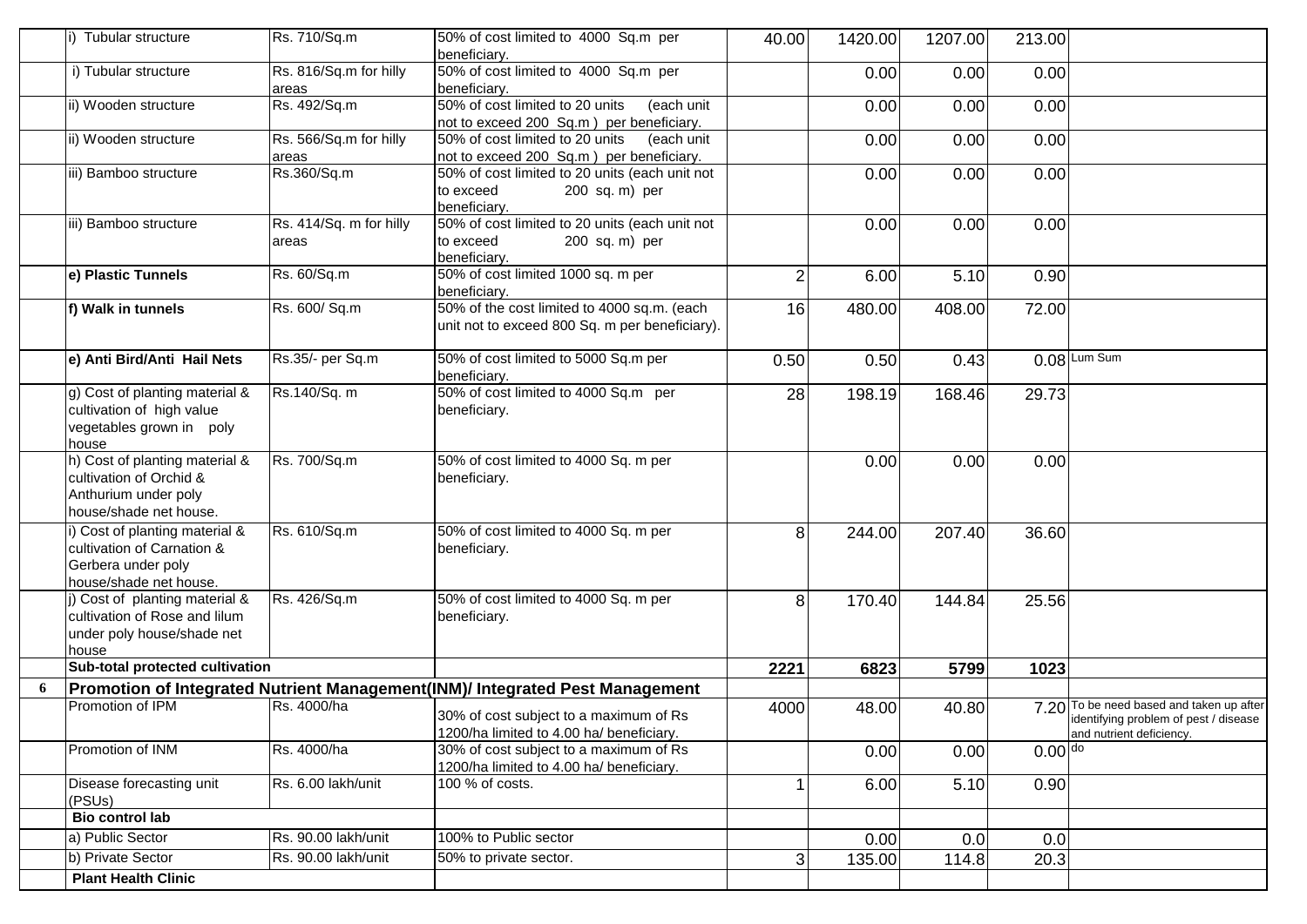| | | | | | | | | |
|---|---|---|---|---|---|---|---|---|
| | i) Tubular structure | Rs. 710/Sq.m | 50% of cost limited to 4000 Sq.m per beneficiary. | 40.00 | 1420.00 | 1207.00 | 213.00 | |
| | i) Tubular structure | Rs. 816/Sq.m for hilly areas | 50% of cost limited to 4000 Sq.m per beneficiary. | | 0.00 | 0.00 | 0.00 | |
| | ii) Wooden structure | Rs. 492/Sq.m | 50% of cost limited to 20 units (each unit not to exceed 200 Sq.m ) per beneficiary. | | 0.00 | 0.00 | 0.00 | |
| | ii) Wooden structure | Rs. 566/Sq.m for hilly areas | 50% of cost limited to 20 units (each unit not to exceed 200 Sq.m ) per beneficiary. | | 0.00 | 0.00 | 0.00 | |
| | iii) Bamboo structure | Rs.360/Sq.m | 50% of cost limited to 20 units (each unit not to exceed 200 sq. m) per beneficiary. | | 0.00 | 0.00 | 0.00 | |
| | iii) Bamboo structure | Rs. 414/Sq. m for hilly areas | 50% of cost limited to 20 units (each unit not to exceed 200 sq. m) per beneficiary. | | 0.00 | 0.00 | 0.00 | |
| | **e) Plastic Tunnels** | Rs. 60/Sq.m | 50% of cost limited 1000 sq. m per beneficiary. | 2 | 6.00 | 5.10 | 0.90 | |
| | **f) Walk in tunnels** | Rs. 600/ Sq.m | 50% of the cost limited to 4000 sq.m. (each unit not to exceed 800 Sq. m per beneficiary). | 16 | 480.00 | 408.00 | 72.00 | |
| | **e) Anti Bird/Anti Hail Nets** | Rs.35/- per Sq.m | 50% of cost limited to 5000 Sq.m per beneficiary. | 0.50 | 0.50 | 0.43 | 0.08 | Lum Sum |
| | g) Cost of planting material & cultivation of high value vegetables grown in poly house | Rs.140/Sq. m | 50% of cost limited to 4000 Sq.m per beneficiary. | 28 | 198.19 | 168.46 | 29.73 | |
| | h) Cost of planting material & cultivation of Orchid & Anthurium under poly house/shade net house. | Rs. 700/Sq.m | 50% of cost limited to 4000 Sq. m per beneficiary. | | 0.00 | 0.00 | 0.00 | |
| | i) Cost of planting material & cultivation of Carnation & Gerbera under poly house/shade net house. | Rs. 610/Sq.m | 50% of cost limited to 4000 Sq. m per beneficiary. | 8 | 244.00 | 207.40 | 36.60 | |
| | j) Cost of planting material & cultivation of Rose and lilum under poly house/shade net house | Rs. 426/Sq.m | 50% of cost limited to 4000 Sq. m per beneficiary. | 8 | 170.40 | 144.84 | 25.56 | |
| | **Sub-total protected cultivation** | | | **2221** | **6823** | **5799** | **1023** | |
| **6** | **Promotion of Integrated Nutrient Management(INM)/ Integrated Pest Management** | | | | | | | |
| | Promotion of IPM | Rs. 4000/ha | 30% of cost subject to a maximum of Rs 1200/ha limited to 4.00 ha/ beneficiary. | 4000 | 48.00 | 40.80 | 7.20 | To be need based and taken up after identifying problem of pest / disease and nutrient deficiency. |
| | Promotion of INM | Rs. 4000/ha | 30% of cost subject to a maximum of Rs 1200/ha limited to 4.00 ha/ beneficiary. | | 0.00 | 0.00 | 0.00 | do |
| | Disease forecasting unit (PSUs) | Rs. 6.00 lakh/unit | 100 % of costs. | 1 | 6.00 | 5.10 | 0.90 | |
| | **Bio control lab** | | | | | | | |
| | a) Public Sector | Rs. 90.00 lakh/unit | 100% to Public sector | | 0.00 | 0.0 | 0.0 | |
| | b) Private Sector | Rs. 90.00 lakh/unit | 50% to private sector. | 3 | 135.00 | 114.8 | 20.3 | |
| | **Plant Health Clinic** | | | | | | | |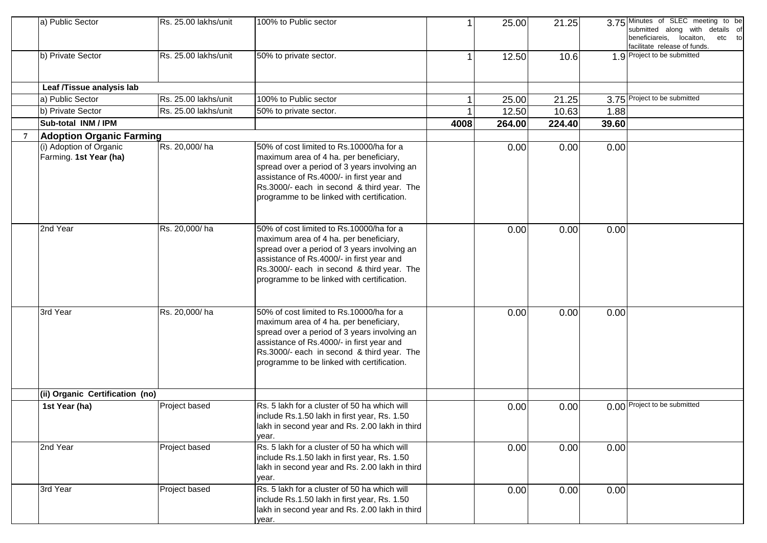| | | | | | | | | |
|---|---|---|---|---|---|---|---|---|
| | a) Public Sector | Rs. 25.00 lakhs/unit | 100% to Public sector | 1 | 25.00 | 21.25 | 3.75 | Minutes of SLEC meeting to be submitted along with details of beneficiareis, locaiton, etc to facilitate release of funds. |
| | b) Private Sector | Rs. 25.00 lakhs/unit | 50% to private sector. | 1 | 12.50 | 10.6 | 1.9 | Project to be submitted |
| | **Leaf /Tissue analysis lab** | | | | | | | |
| | a) Public Sector | Rs. 25.00 lakhs/unit | 100% to Public sector | 1 | 25.00 | 21.25 | 3.75 | Project to be submitted |
| | b) Private Sector | Rs. 25.00 lakhs/unit | 50% to private sector. | 1 | 12.50 | 10.63 | 1.88 | |
| | **Sub-total INM / IPM** | | | **4008** | **264.00** | **224.40** | **39.60** | |
| **7** | **Adoption Organic Farming** | | | | | | | |
| | (i) Adoption of Organic Farming. **1st Year (ha)** | Rs. 20,000/ ha | 50% of cost limited to Rs.10000/ha for a maximum area of 4 ha. per beneficiary, spread over a period of 3 years involving an assistance of Rs.4000/- in first year and Rs.3000/- each in second & third year. The programme to be linked with certification. | | 0.00 | 0.00 | 0.00 | |
| | 2nd Year | Rs. 20,000/ ha | 50% of cost limited to Rs.10000/ha for a maximum area of 4 ha. per beneficiary, spread over a period of 3 years involving an assistance of Rs.4000/- in first year and Rs.3000/- each in second & third year. The programme to be linked with certification. | | 0.00 | 0.00 | 0.00 | |
| | 3rd Year | Rs. 20,000/ ha | 50% of cost limited to Rs.10000/ha for a maximum area of 4 ha. per beneficiary, spread over a period of 3 years involving an assistance of Rs.4000/- in first year and Rs.3000/- each in second & third year. The programme to be linked with certification. | | 0.00 | 0.00 | 0.00 | |
| | **(ii) Organic Certification (no)** | | | | | | | |
| | **1st Year (ha)** | Project based | Rs. 5 lakh for a cluster of 50 ha which will include Rs.1.50 lakh in first year, Rs. 1.50 lakh in second year and Rs. 2.00 lakh in third year. | | 0.00 | 0.00 | 0.00 | Project to be submitted |
| | 2nd Year | Project based | Rs. 5 lakh for a cluster of 50 ha which will include Rs.1.50 lakh in first year, Rs. 1.50 lakh in second year and Rs. 2.00 lakh in third year. | | 0.00 | 0.00 | 0.00 | |
| | 3rd Year | Project based | Rs. 5 lakh for a cluster of 50 ha which will include Rs.1.50 lakh in first year, Rs. 1.50 lakh in second year and Rs. 2.00 lakh in third year. | | 0.00 | 0.00 | 0.00 | |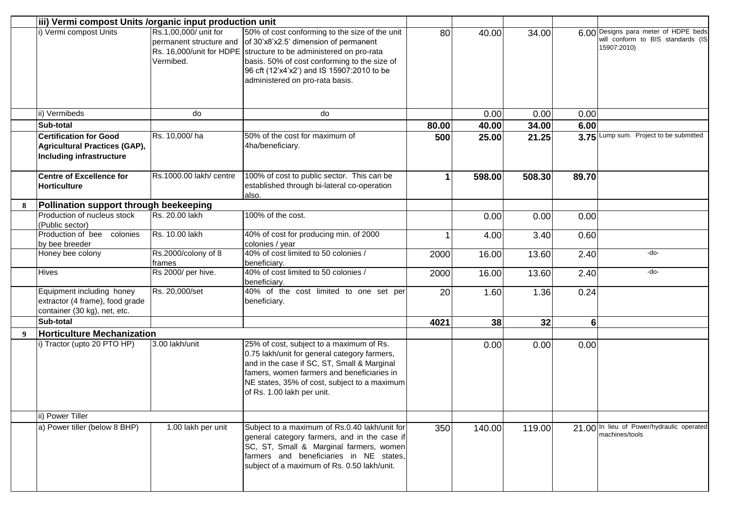| | | | | | | | | |
|---|---|---|---|---|---|---|---|---|
| | **iii) Vermi compost Units /organic input production unit** | | | | | | | |
| | i) Vermi compost Units | Rs.1,00,000/ unit for permanent structure and Rs. 16,000/unit for HDPE Vermibed. | 50% of cost conforming to the size of the unit of 30'x8'x2.5' dimension of permanent structure to be administered on pro-rata basis. 50% of cost conforming to the size of 96 cft (12'x4'x2') and IS 15907:2010 to be administered on pro-rata basis. | 80 | 40.00 | 34.00 | 6.00 | Designs para meter of HDPE beds will conform to BIS standards (IS 15907:2010) |
| | ii) Vermibeds | do | do | | 0.00 | 0.00 | 0.00 | |
| | **Sub-total** | | | **80.00** | **40.00** | **34.00** | **6.00** | |
| | **Certification for Good Agricultural Practices (GAP), Including infrastructure** | Rs. 10,000/ ha | 50% of the cost for maximum of 4ha/beneficiary. | **500** | **25.00** | **21.25** | **3.75** | Lump sum. Project to be submitted |
| | **Centre of Excellence for Horticulture** | Rs.1000.00 lakh/ centre | 100% of cost to public sector. This can be established through bi-lateral co-operation also. | **1** | **598.00** | **508.30** | **89.70** | |
| **8** | **Pollination support through beekeeping** | | | | | | | |
| | Production of nucleus stock (Public sector) | Rs. 20.00 lakh | 100% of the cost. | | 0.00 | 0.00 | 0.00 | |
| | Production of bee colonies by bee breeder | Rs. 10.00 lakh | 40% of cost for producing min. of 2000 colonies / year | 1 | 4.00 | 3.40 | 0.60 | |
| | Honey bee colony | Rs.2000/colony of 8 frames | 40% of cost limited to 50 colonies / beneficiary. | 2000 | 16.00 | 13.60 | 2.40 | -do- |
| | Hives | Rs 2000/ per hive. | 40% of cost limited to 50 colonies / beneficiary. | 2000 | 16.00 | 13.60 | 2.40 | -do- |
| | Equipment including honey extractor (4 frame), food grade container (30 kg), net, etc. | Rs. 20,000/set | 40% of the cost limited to one set per beneficiary. | 20 | 1.60 | 1.36 | 0.24 | |
| | **Sub-total** | | | **4021** | **38** | **32** | **6** | |
| **9** | **Horticulture Mechanization** | | | | | | | |
| | i) Tractor (upto 20 PTO HP) | 3.00 lakh/unit | 25% of cost, subject to a maximum of Rs. 0.75 lakh/unit for general category farmers, and in the case if SC, ST, Small & Marginal famers, women farmers and beneficiaries in NE states, 35% of cost, subject to a maximum of Rs. 1.00 lakh per unit. | | 0.00 | 0.00 | 0.00 | |
| | ii) Power Tiller | | | | | | | |
| | a) Power tiller (below 8 BHP) | 1.00 lakh per unit | Subject to a maximum of Rs.0.40 lakh/unit for general category farmers, and in the case if SC, ST, Small & Marginal farmers, women farmers and beneficiaries in NE states, subject of a maximum of Rs. 0.50 lakh/unit. | 350 | 140.00 | 119.00 | 21.00 | In lieu of Power/hydraulic operated machines/tools |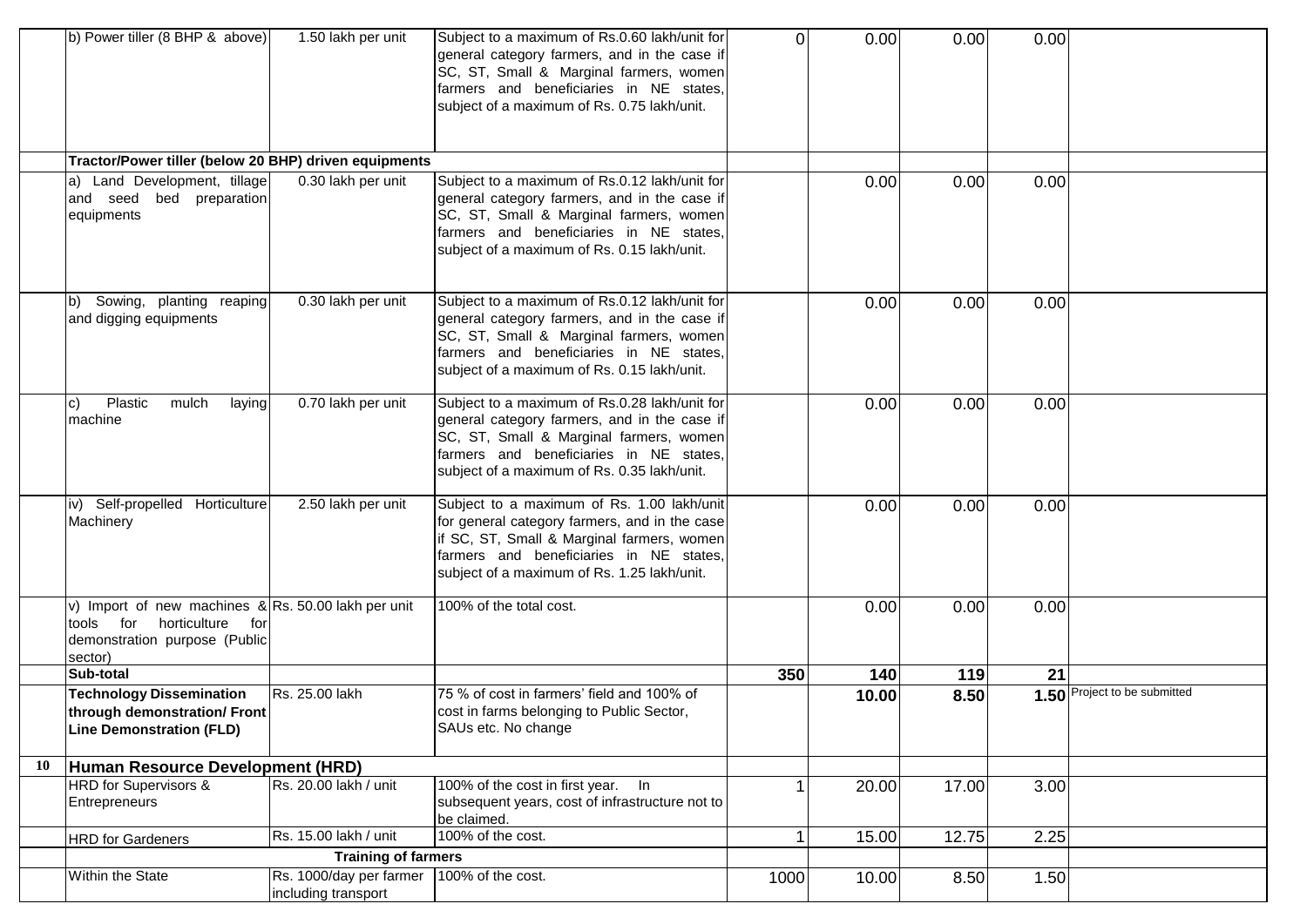| | | | | | | | | |
|---|---|---|---|---|---|---|---|---|
| | b) Power tiller (8 BHP & above) | 1.50 lakh per unit | Subject to a maximum of Rs.0.60 lakh/unit for general category farmers, and in the case if SC, ST, Small & Marginal farmers, women farmers and beneficiaries in NE states, subject of a maximum of Rs. 0.75 lakh/unit. | 0 | 0.00 | 0.00 | 0.00 | |
| | **Tractor/Power tiller (below 20 BHP) driven equipments** | | | | | | | |
| | a) Land Development, tillage and seed bed preparation equipments | 0.30 lakh per unit | Subject to a maximum of Rs.0.12 lakh/unit for general category farmers, and in the case if SC, ST, Small & Marginal farmers, women farmers and beneficiaries in NE states, subject of a maximum of Rs. 0.15 lakh/unit. | | 0.00 | 0.00 | 0.00 | |
| | b) Sowing, planting reaping and digging equipments | 0.30 lakh per unit | Subject to a maximum of Rs.0.12 lakh/unit for general category farmers, and in the case if SC, ST, Small & Marginal farmers, women farmers and beneficiaries in NE states, subject of a maximum of Rs. 0.15 lakh/unit. | | 0.00 | 0.00 | 0.00 | |
| | c) Plastic mulch laying machine | 0.70 lakh per unit | Subject to a maximum of Rs.0.28 lakh/unit for general category farmers, and in the case if SC, ST, Small & Marginal farmers, women farmers and beneficiaries in NE states, subject of a maximum of Rs. 0.35 lakh/unit. | | 0.00 | 0.00 | 0.00 | |
| | iv) Self-propelled Horticulture Machinery | 2.50 lakh per unit | Subject to a maximum of Rs. 1.00 lakh/unit for general category farmers, and in the case if SC, ST, Small & Marginal farmers, women farmers and beneficiaries in NE states, subject of a maximum of Rs. 1.25 lakh/unit. | | 0.00 | 0.00 | 0.00 | |
| | v) Import of new machines & tools for horticulture for demonstration purpose (Public sector) | Rs. 50.00 lakh per unit | 100% of the total cost. | | 0.00 | 0.00 | 0.00 | |
| | **Sub-total** | | | **350** | **140** | **119** | **21** | |
| | **Technology Dissemination through demonstration/ Front Line Demonstration (FLD)** | Rs. 25.00 lakh | 75 % of cost in farmers' field and 100% of cost in farms belonging to Public Sector, SAUs etc. No change | | **10.00** | **8.50** | **1.50** | Project to be submitted |
| **10** | **Human Resource Development (HRD)** | | | | | | | |
| | HRD for Supervisors & Entrepreneurs | Rs. 20.00 lakh / unit | 100% of the cost in first year. In subsequent years, cost of infrastructure not to be claimed. | 1 | 20.00 | 17.00 | 3.00 | |
| | HRD for Gardeners | Rs. 15.00 lakh / unit | 100% of the cost. | 1 | 15.00 | 12.75 | 2.25 | |
| | **Training of farmers** | | | | | | | |
| | Within the State | Rs. 1000/day per farmer including transport | 100% of the cost. | 1000 | 10.00 | 8.50 | 1.50 | |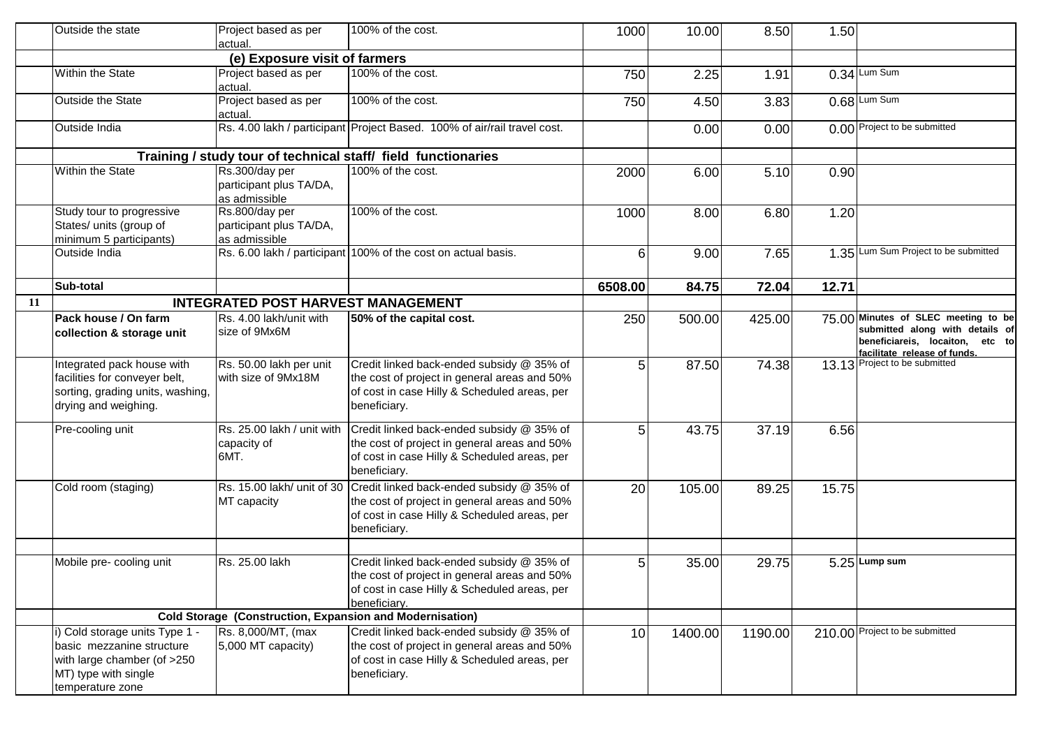|  |  |  |  |  |  |  |  |  |
|---|---|---|---|---|---|---|---|---|
|  | Outside the state | Project based as per actual. | 100% of the cost. | 1000 | 10.00 | 8.50 | 1.50 |  |
|  | **(e) Exposure visit of farmers** |  |  |  |  |  |  |  |
|  | Within the State | Project based as per actual. | 100% of the cost. | 750 | 2.25 | 1.91 | 0.34 | Lum Sum |
|  | Outside the State | Project based as per actual. | 100% of the cost. | 750 | 4.50 | 3.83 | 0.68 | Lum Sum |
|  | Outside India | Rs. 4.00 lakh / participant | Project Based. 100% of air/rail travel cost. |  | 0.00 | 0.00 | 0.00 | Project to be submitted |
|  | **Training / study tour of technical staff/ field functionaries** |  |  |  |  |  |  |  |
|  | Within the State | Rs.300/day per participant plus TA/DA, as admissible | 100% of the cost. | 2000 | 6.00 | 5.10 | 0.90 |  |
|  | Study tour to progressive States/ units (group of minimum 5 participants) | Rs.800/day per participant plus TA/DA, as admissible | 100% of the cost. | 1000 | 8.00 | 6.80 | 1.20 |  |
|  | Outside India | Rs. 6.00 lakh / participant | 100% of the cost on actual basis. | 6 | 9.00 | 7.65 | 1.35 | Lum Sum Project to be submitted |
|  | **Sub-total** |  |  | **6508.00** | **84.75** | **72.04** | **12.71** |  |
| **11** | **INTEGRATED POST HARVEST MANAGEMENT** |  |  |  |  |  |  |  |
|  | **Pack house / On farm collection & storage unit** | Rs. 4.00 lakh/unit with size of 9Mx6M | **50% of the capital cost.** | 250 | 500.00 | 425.00 | 75.00 | **Minutes of SLEC meeting to be submitted along with details of beneficiareis, locaiton, etc to facilitate release of funds.** |
|  | Integrated pack house with facilities for conveyer belt, sorting, grading units, washing, drying and weighing. | Rs. 50.00 lakh per unit with size of 9Mx18M | Credit linked back-ended subsidy @ 35% of the cost of project in general areas and 50% of cost in case Hilly & Scheduled areas, per beneficiary. | 5 | 87.50 | 74.38 | 13.13 | Project to be submitted |
|  | Pre-cooling unit | Rs. 25.00 lakh / unit with capacity of 6MT. | Credit linked back-ended subsidy @ 35% of the cost of project in general areas and 50% of cost in case Hilly & Scheduled areas, per beneficiary. | 5 | 43.75 | 37.19 | 6.56 |  |
|  | Cold room (staging) | Rs. 15.00 lakh/ unit of 30 MT capacity | Credit linked back-ended subsidy @ 35% of the cost of project in general areas and 50% of cost in case Hilly & Scheduled areas, per beneficiary. | 20 | 105.00 | 89.25 | 15.75 |  |
|  |  |  |  |  |  |  |  |  |
|  | Mobile pre- cooling unit | Rs. 25.00 lakh | Credit linked back-ended subsidy @ 35% of the cost of project in general areas and 50% of cost in case Hilly & Scheduled areas, per beneficiary. | 5 | 35.00 | 29.75 | 5.25 | **Lump sum** |
|  | **Cold Storage (Construction, Expansion and Modernisation)** |  |  |  |  |  |  |  |
|  | i) Cold storage units Type 1 - basic mezzanine structure with large chamber (of >250 MT) type with single temperature zone | Rs. 8,000/MT, (max 5,000 MT capacity) | Credit linked back-ended subsidy @ 35% of the cost of project in general areas and 50% of cost in case Hilly & Scheduled areas, per beneficiary. | 10 | 1400.00 | 1190.00 | 210.00 | Project to be submitted |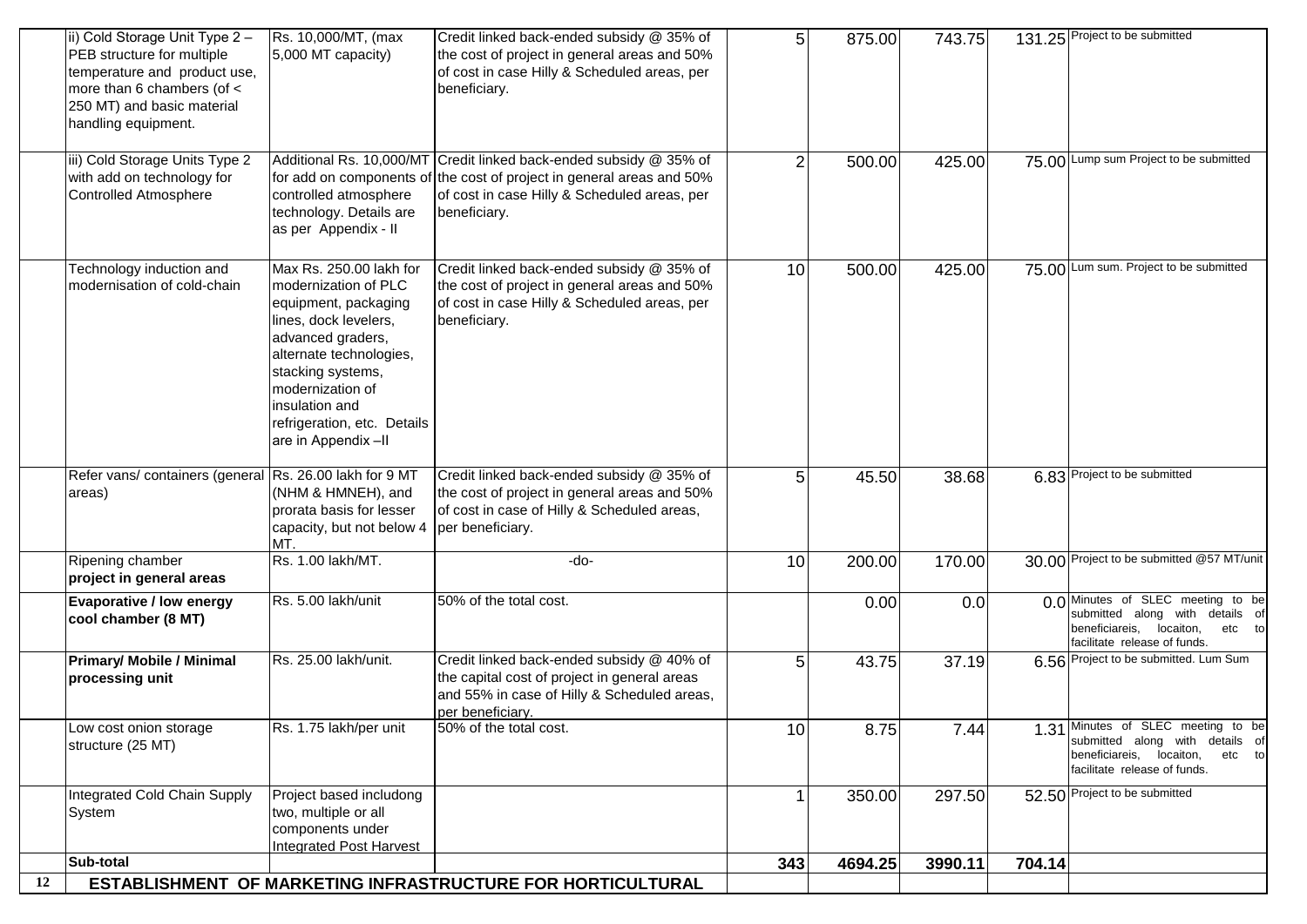| | | | | | | | | |
|---|---|---|---|---|---|---|---|---|
| | ii) Cold Storage Unit Type 2 – PEB structure for multiple temperature and product use, more than 6 chambers (of < 250 MT) and basic material handling equipment. | Rs. 10,000/MT, (max 5,000 MT capacity) | Credit linked back-ended subsidy @ 35% of the cost of project in general areas and 50% of cost in case Hilly & Scheduled areas, per beneficiary. | 5 | 875.00 | 743.75 | 131.25 | Project to be submitted |
| | iii) Cold Storage Units Type 2 with add on technology for Controlled Atmosphere | Additional Rs. 10,000/MT for add on components of controlled atmosphere technology. Details are as per Appendix - II | Credit linked back-ended subsidy @ 35% of the cost of project in general areas and 50% of cost in case Hilly & Scheduled areas, per beneficiary. | 2 | 500.00 | 425.00 | 75.00 | Lump sum Project to be submitted |
| | Technology induction and modernisation of cold-chain | Max Rs. 250.00 lakh for modernization of PLC equipment, packaging lines, dock levelers, advanced graders, alternate technologies, stacking systems, modernization of insulation and refrigeration, etc. Details are in Appendix –II | Credit linked back-ended subsidy @ 35% of the cost of project in general areas and 50% of cost in case Hilly & Scheduled areas, per beneficiary. | 10 | 500.00 | 425.00 | 75.00 | Lum sum. Project to be submitted |
| | Refer vans/ containers (general areas) | Rs. 26.00 lakh for 9 MT (NHM & HMNEH), and prorata basis for lesser capacity, but not below 4 MT. | Credit linked back-ended subsidy @ 35% of the cost of project in general areas and 50% of cost in case of Hilly & Scheduled areas, per beneficiary. | 5 | 45.50 | 38.68 | 6.83 | Project to be submitted |
| | Ripening chamber **project in general areas** | Rs. 1.00 lakh/MT. | -do- | 10 | 200.00 | 170.00 | 30.00 | Project to be submitted @57 MT/unit |
| | **Evaporative / low energy cool chamber (8 MT)** | Rs. 5.00 lakh/unit | 50% of the total cost. | | 0.00 | 0.0 | 0.0 | Minutes of SLEC meeting to be submitted along with details of beneficiareis, locaiton, etc to facilitate release of funds. |
| | **Primary/ Mobile / Minimal processing unit** | Rs. 25.00 lakh/unit. | Credit linked back-ended subsidy @ 40% of the capital cost of project in general areas and 55% in case of Hilly & Scheduled areas, per beneficiary. | 5 | 43.75 | 37.19 | 6.56 | Project to be submitted. Lum Sum |
| | Low cost onion storage structure (25 MT) | Rs. 1.75 lakh/per unit | 50% of the total cost. | 10 | 8.75 | 7.44 | 1.31 | Minutes of SLEC meeting to be submitted along with details of beneficiareis, locaiton, etc to facilitate release of funds. |
| | Integrated Cold Chain Supply System | Project based includong two, multiple or all components under Integrated Post Harvest | | 1 | 350.00 | 297.50 | 52.50 | Project to be submitted |
| | **Sub-total** | | | **343** | **4694.25** | **3990.11** | **704.14** | |
| **12** | **ESTABLISHMENT OF MARKETING INFRASTRUCTURE FOR HORTICULTURAL** | | | | | | | |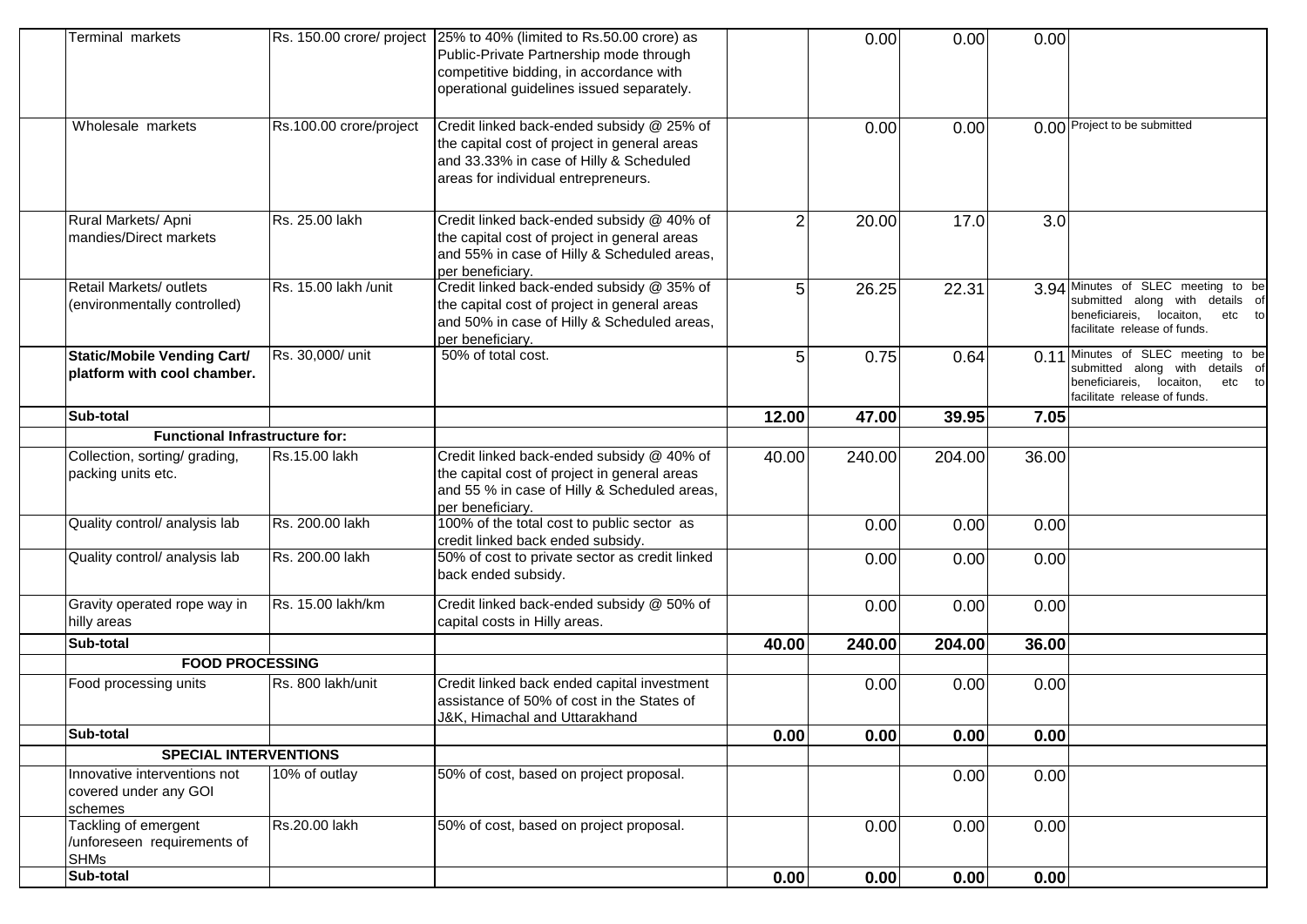| | | | | | | | |
|---|---|---|---|---|---|---|---|
| Terminal markets | Rs. 150.00 crore/ project | 25% to 40% (limited to Rs.50.00 crore) as Public-Private Partnership mode through competitive bidding, in accordance with operational guidelines issued separately. | | 0.00 | 0.00 | 0.00 | |
| Wholesale markets | Rs.100.00 crore/project | Credit linked back-ended subsidy @ 25% of the capital cost of project in general areas and 33.33% in case of Hilly & Scheduled areas for individual entrepreneurs. | | 0.00 | 0.00 | 0.00 | Project to be submitted |
| Rural Markets/ Apni mandies/Direct markets | Rs. 25.00 lakh | Credit linked back-ended subsidy @ 40% of the capital cost of project in general areas and 55% in case of Hilly & Scheduled areas, per beneficiary. | 2 | 20.00 | 17.0 | 3.0 | |
| Retail Markets/ outlets (environmentally controlled) | Rs. 15.00 lakh /unit | Credit linked back-ended subsidy @ 35% of the capital cost of project in general areas and 50% in case of Hilly & Scheduled areas, per beneficiary. | 5 | 26.25 | 22.31 | 3.94 | Minutes of SLEC meeting to be submitted along with details of beneficiareis, locaiton, etc to facilitate release of funds. |
| **Static/Mobile Vending Cart/ platform with cool chamber.** | Rs. 30,000/ unit | 50% of total cost. | 5 | 0.75 | 0.64 | 0.11 | Minutes of SLEC meeting to be submitted along with details of beneficiareis, locaiton, etc to facilitate release of funds. |
| **Sub-total** | | | **12.00** | **47.00** | **39.95** | **7.05** | |
| **Functional Infrastructure for:** | | | | | | | |
| Collection, sorting/ grading, packing units etc. | Rs.15.00 lakh | Credit linked back-ended subsidy @ 40% of the capital cost of project in general areas and 55 % in case of Hilly & Scheduled areas, per beneficiary. | 40.00 | 240.00 | 204.00 | 36.00 | |
| Quality control/ analysis lab | Rs. 200.00 lakh | 100% of the total cost to public sector as credit linked back ended subsidy. | | 0.00 | 0.00 | 0.00 | |
| Quality control/ analysis lab | Rs. 200.00 lakh | 50% of cost to private sector as credit linked back ended subsidy. | | 0.00 | 0.00 | 0.00 | |
| Gravity operated rope way in hilly areas | Rs. 15.00 lakh/km | Credit linked back-ended subsidy @ 50% of capital costs in Hilly areas. | | 0.00 | 0.00 | 0.00 | |
| **Sub-total** | | | **40.00** | **240.00** | **204.00** | **36.00** | |
| **FOOD PROCESSING** | | | | | | | |
| Food processing units | Rs. 800 lakh/unit | Credit linked back ended capital investment assistance of 50% of cost in the States of J&K, Himachal and Uttarakhand | | 0.00 | 0.00 | 0.00 | |
| **Sub-total** | | | **0.00** | **0.00** | **0.00** | **0.00** | |
| **SPECIAL INTERVENTIONS** | | | | | | | |
| Innovative interventions not covered under any GOI schemes | 10% of outlay | 50% of cost, based on project proposal. | | | 0.00 | 0.00 | |
| Tackling of emergent /unforeseen requirements of SHMs | Rs.20.00 lakh | 50% of cost, based on project proposal. | | 0.00 | 0.00 | 0.00 | |
| **Sub-total** | | | **0.00** | **0.00** | **0.00** | **0.00** | |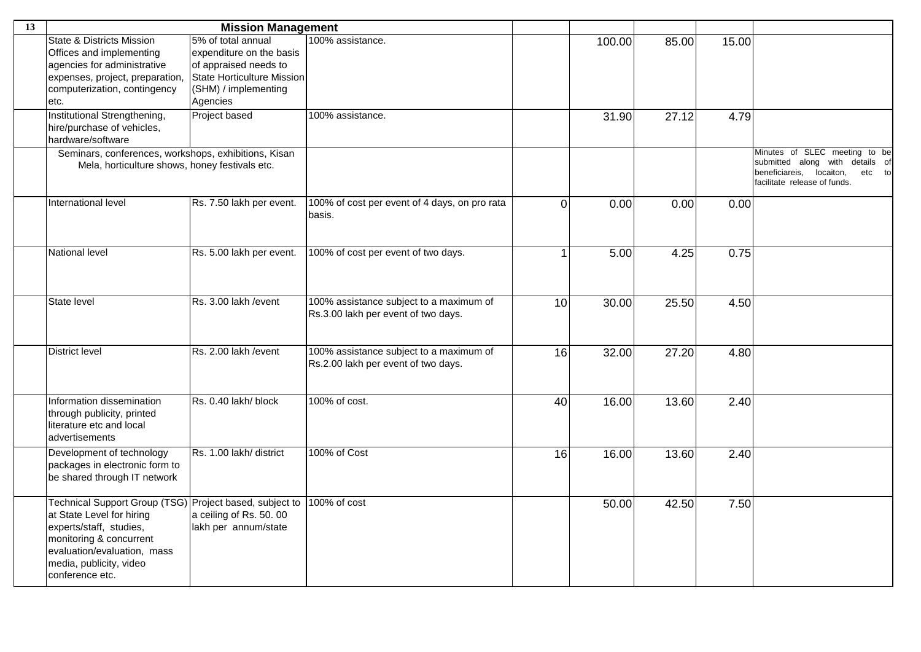| 13 | Mission Management | | | | | | | |
|---|---|---|---|---|---|---|---|---|
| | State & Districts Mission Offices and implementing agencies for administrative expenses, project, preparation, computerization, contingency etc. | 5% of total annual expenditure on the basis of appraised needs to State Horticulture Mission (SHM) / implementing Agencies | 100% assistance. | | 100.00 | 85.00 | 15.00 | |
| | Institutional Strengthening, hire/purchase of vehicles, hardware/software | Project based | 100% assistance. | | 31.90 | 27.12 | 4.79 | |
| | Seminars, conferences, workshops, exhibitions, Kisan Mela, horticulture shows, honey festivals etc. | | | | | | | Minutes of SLEC meeting to be submitted along with details of beneficiareis, locaiton, etc to facilitate release of funds. |
| | International level | Rs. 7.50 lakh per event. | 100% of cost per event of 4 days, on pro rata basis. | 0 | 0.00 | 0.00 | 0.00 | |
| | National level | Rs. 5.00 lakh per event. | 100% of cost per event of two days. | 1 | 5.00 | 4.25 | 0.75 | |
| | State level | Rs. 3.00 lakh /event | 100% assistance subject to a maximum of Rs.3.00 lakh per event of two days. | 10 | 30.00 | 25.50 | 4.50 | |
| | District level | Rs. 2.00 lakh /event | 100% assistance subject to a maximum of Rs.2.00 lakh per event of two days. | 16 | 32.00 | 27.20 | 4.80 | |
| | Information dissemination through publicity, printed literature etc and local advertisements | Rs. 0.40 lakh/ block | 100% of cost. | 40 | 16.00 | 13.60 | 2.40 | |
| | Development of technology packages in electronic form to be shared through IT network | Rs. 1.00 lakh/ district | 100% of Cost | 16 | 16.00 | 13.60 | 2.40 | |
| | Technical Support Group (TSG) at State Level for hiring experts/staff, studies, monitoring & concurrent evaluation/evaluation, mass media, publicity, video conference etc. | Project based, subject to a ceiling of Rs. 50. 00 lakh per annum/state | 100% of cost | | 50.00 | 42.50 | 7.50 | |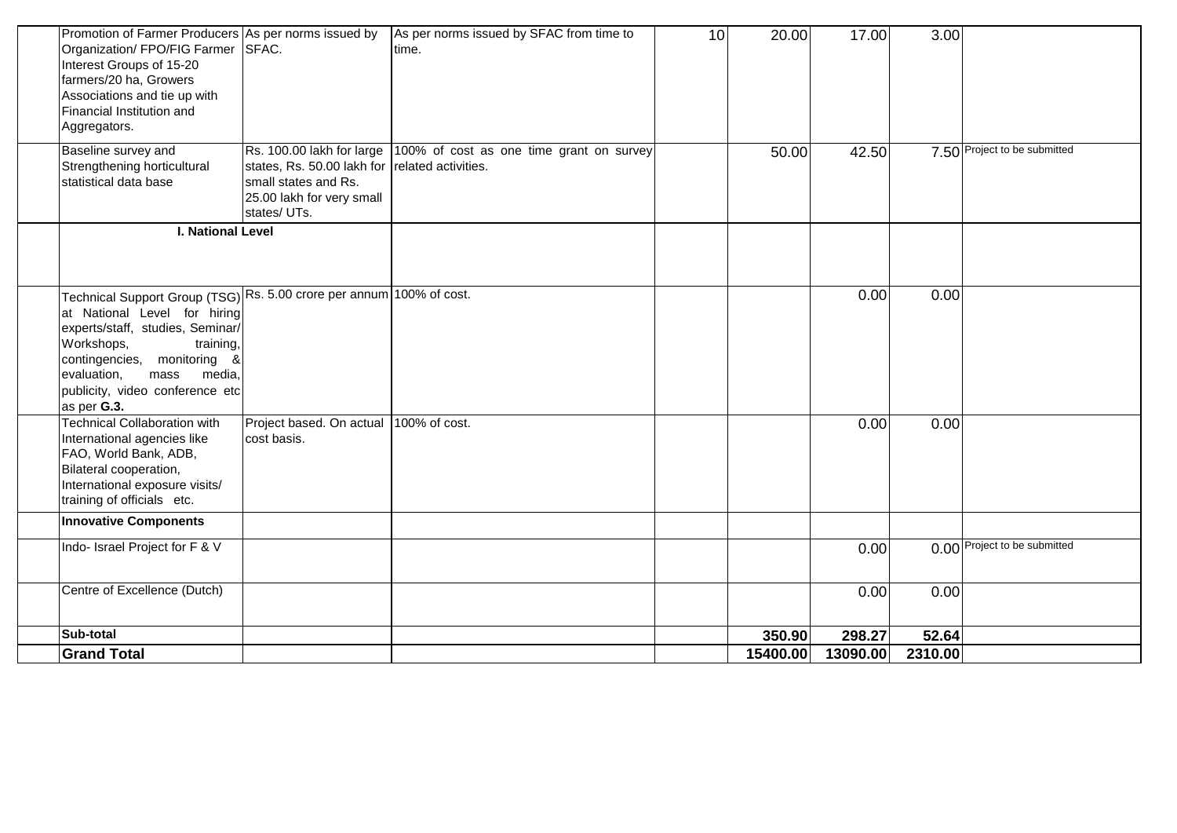| | | | | | | | | |
|---|---|---|---|---|---|---|---|---|
| | Promotion of Farmer Producers Organization/ FPO/FIG Farmer Interest Groups of 15-20 farmers/20 ha, Growers Associations and tie up with Financial Institution and Aggregators. | As per norms issued by SFAC. | As per norms issued by SFAC from time to time. | 10 | 20.00 | 17.00 | 3.00 | |
| | Baseline survey and Strengthening horticultural statistical data base | Rs. 100.00 lakh for large states, Rs. 50.00 lakh for small states and Rs. 25.00 lakh for very small states/ UTs. | 100% of cost as one time grant on survey related activities. | | 50.00 | 42.50 | 7.50 | Project to be submitted |
| | **I. National Level** | | | | | | | |
| | Technical Support Group (TSG) at National Level for hiring experts/staff, studies, Seminar/ Workshops, training, contingencies, monitoring & evaluation, mass media, publicity, video conference etc as per **G.3.** | Rs. 5.00 crore per annum | 100% of cost. | | | 0.00 | 0.00 | |
| | Technical Collaboration with International agencies like FAO, World Bank, ADB, Bilateral cooperation, International exposure visits/ training of officials etc. | Project based. On actual cost basis. | 100% of cost. | | | 0.00 | 0.00 | |
| | **Innovative Components** | | | | | | | |
| | Indo- Israel Project for F & V | | | | | 0.00 | 0.00 | Project to be submitted |
| | Centre of Excellence (Dutch) | | | | | 0.00 | 0.00 | |
| | **Sub-total** | | | | **350.90** | **298.27** | **52.64** | |
| | **Grand Total** | | | | **15400.00** | **13090.00** | **2310.00** | |